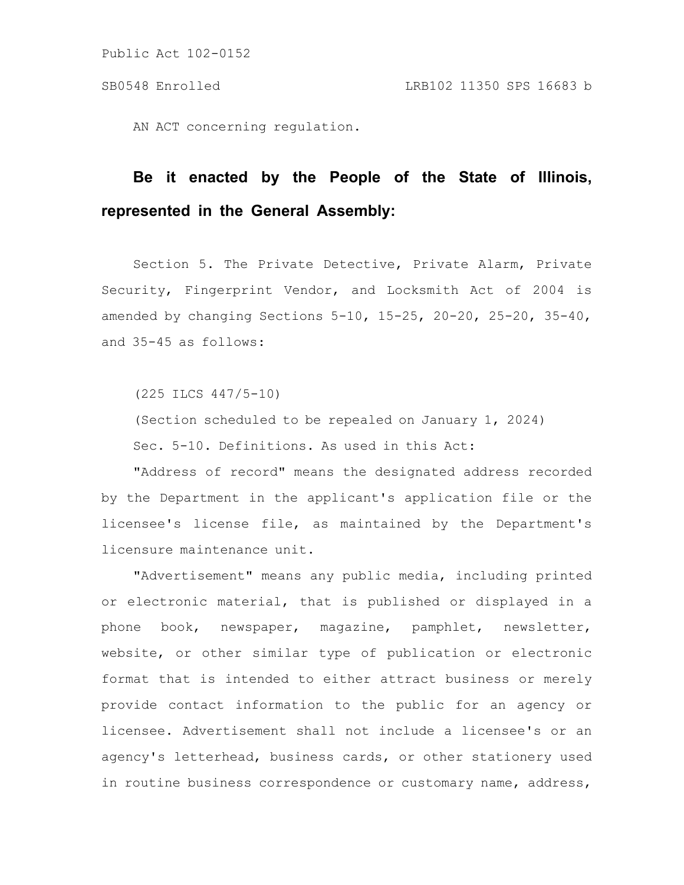Public Act 102-0152

SB0548 Enrolled LRB102 11350 SPS 16683 b

AN ACT concerning regulation.

**Be it enacted by the People of the State of Illinois, represented in the General Assembly:**

Section 5. The Private Detective, Private Alarm, Private Security, Fingerprint Vendor, and Locksmith Act of 2004 is amended by changing Sections 5-10, 15-25, 20-20, 25-20, 35-40, and 35-45 as follows:

(225 ILCS 447/5-10)

(Section scheduled to be repealed on January 1, 2024)

Sec. 5-10. Definitions. As used in this Act:

"Address of record" means the designated address recorded by the Department in the applicant's application file or the licensee's license file, as maintained by the Department's licensure maintenance unit.

"Advertisement" means any public media, including printed or electronic material, that is published or displayed in a phone book, newspaper, magazine, pamphlet, newsletter, website, or other similar type of publication or electronic format that is intended to either attract business or merely provide contact information to the public for an agency or licensee. Advertisement shall not include a licensee's or an agency's letterhead, business cards, or other stationery used in routine business correspondence or customary name, address,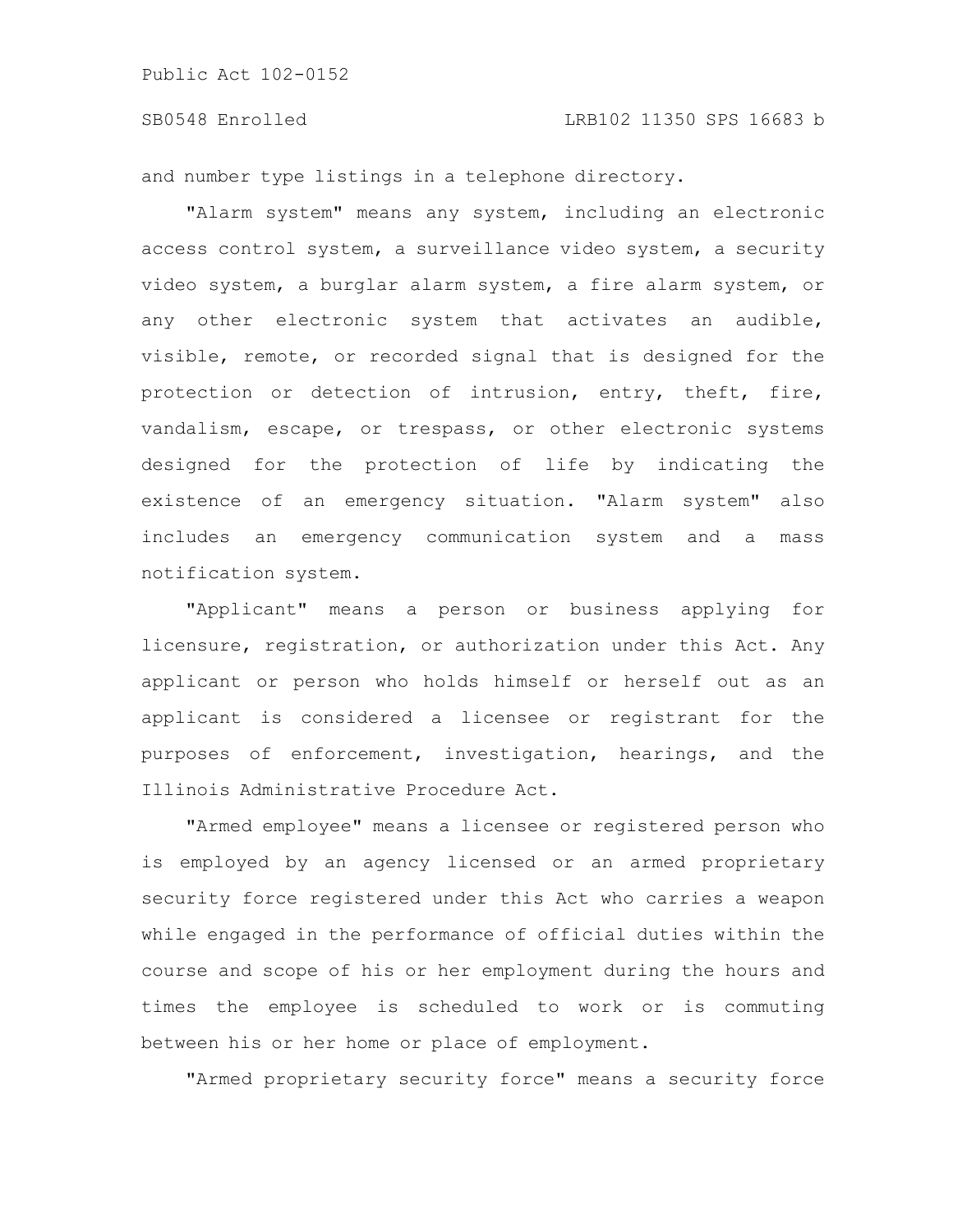and number type listings in a telephone directory.

"Alarm system" means any system, including an electronic access control system, a surveillance video system, a security video system, a burglar alarm system, a fire alarm system, or any other electronic system that activates an audible, visible, remote, or recorded signal that is designed for the protection or detection of intrusion, entry, theft, fire, vandalism, escape, or trespass, or other electronic systems designed for the protection of life by indicating the existence of an emergency situation. "Alarm system" also includes an emergency communication system and a mass notification system.

"Applicant" means a person or business applying for licensure, registration, or authorization under this Act. Any applicant or person who holds himself or herself out as an applicant is considered a licensee or registrant for the purposes of enforcement, investigation, hearings, and the Illinois Administrative Procedure Act.

"Armed employee" means a licensee or registered person who is employed by an agency licensed or an armed proprietary security force registered under this Act who carries a weapon while engaged in the performance of official duties within the course and scope of his or her employment during the hours and times the employee is scheduled to work or is commuting between his or her home or place of employment.

"Armed proprietary security force" means a security force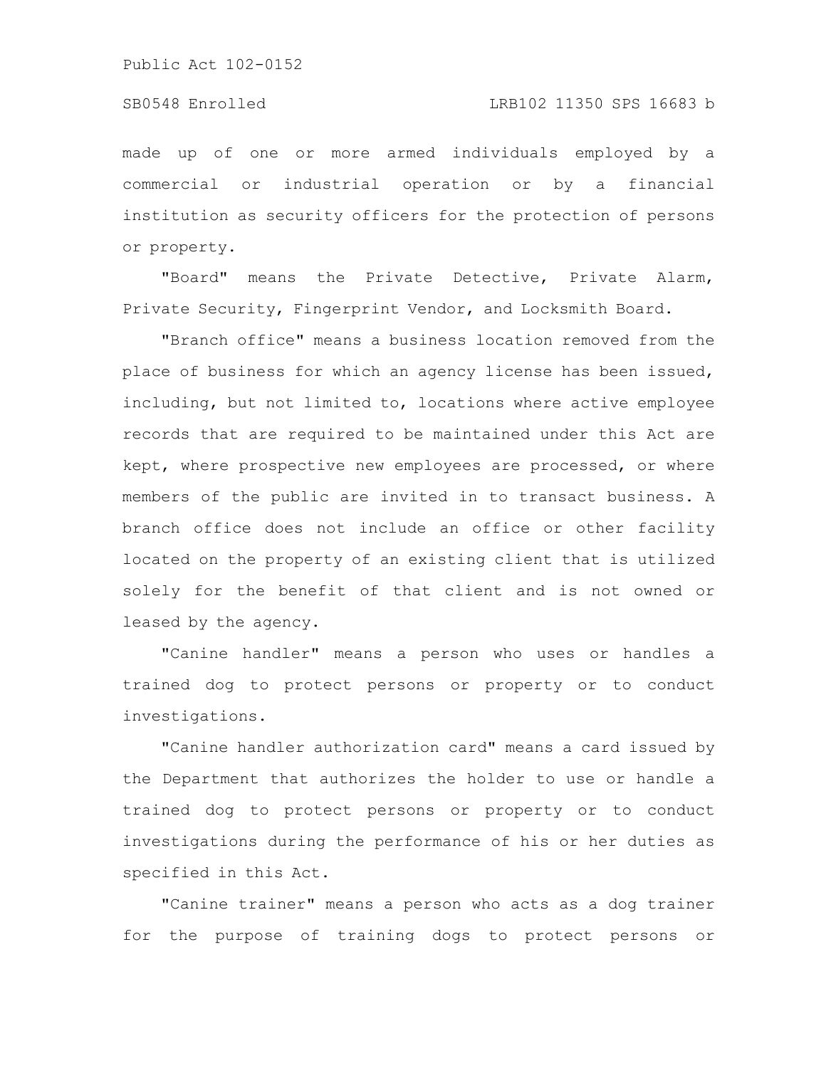made up of one or more armed individuals employed by a commercial or industrial operation or by a financial institution as security officers for the protection of persons or property.

"Board" means the Private Detective, Private Alarm, Private Security, Fingerprint Vendor, and Locksmith Board.

"Branch office" means a business location removed from the place of business for which an agency license has been issued, including, but not limited to, locations where active employee records that are required to be maintained under this Act are kept, where prospective new employees are processed, or where members of the public are invited in to transact business. A branch office does not include an office or other facility located on the property of an existing client that is utilized solely for the benefit of that client and is not owned or leased by the agency.

"Canine handler" means a person who uses or handles a trained dog to protect persons or property or to conduct investigations.

"Canine handler authorization card" means a card issued by the Department that authorizes the holder to use or handle a trained dog to protect persons or property or to conduct investigations during the performance of his or her duties as specified in this Act.

"Canine trainer" means a person who acts as a dog trainer for the purpose of training dogs to protect persons or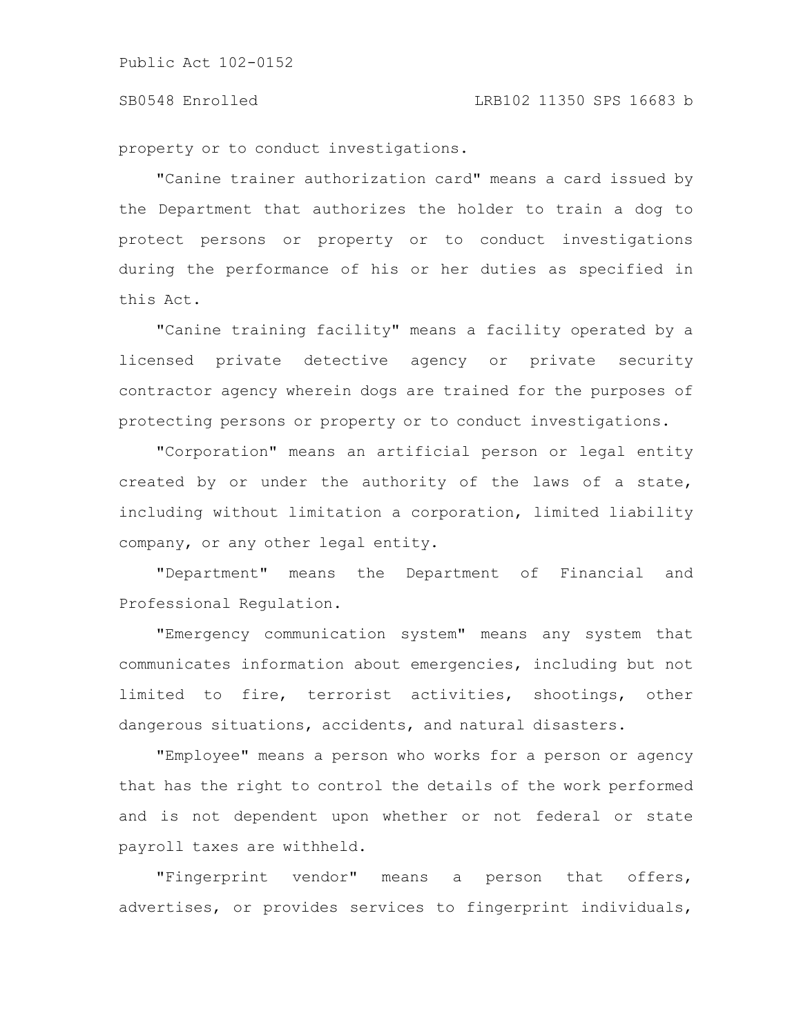property or to conduct investigations.

"Canine trainer authorization card" means a card issued by the Department that authorizes the holder to train a dog to protect persons or property or to conduct investigations during the performance of his or her duties as specified in this Act.

"Canine training facility" means a facility operated by a licensed private detective agency or private security contractor agency wherein dogs are trained for the purposes of protecting persons or property or to conduct investigations.

"Corporation" means an artificial person or legal entity created by or under the authority of the laws of a state, including without limitation a corporation, limited liability company, or any other legal entity.

"Department" means the Department of Financial and Professional Regulation.

"Emergency communication system" means any system that communicates information about emergencies, including but not limited to fire, terrorist activities, shootings, other dangerous situations, accidents, and natural disasters.

"Employee" means a person who works for a person or agency that has the right to control the details of the work performed and is not dependent upon whether or not federal or state payroll taxes are withheld.

"Fingerprint vendor" means a person that offers, advertises, or provides services to fingerprint individuals,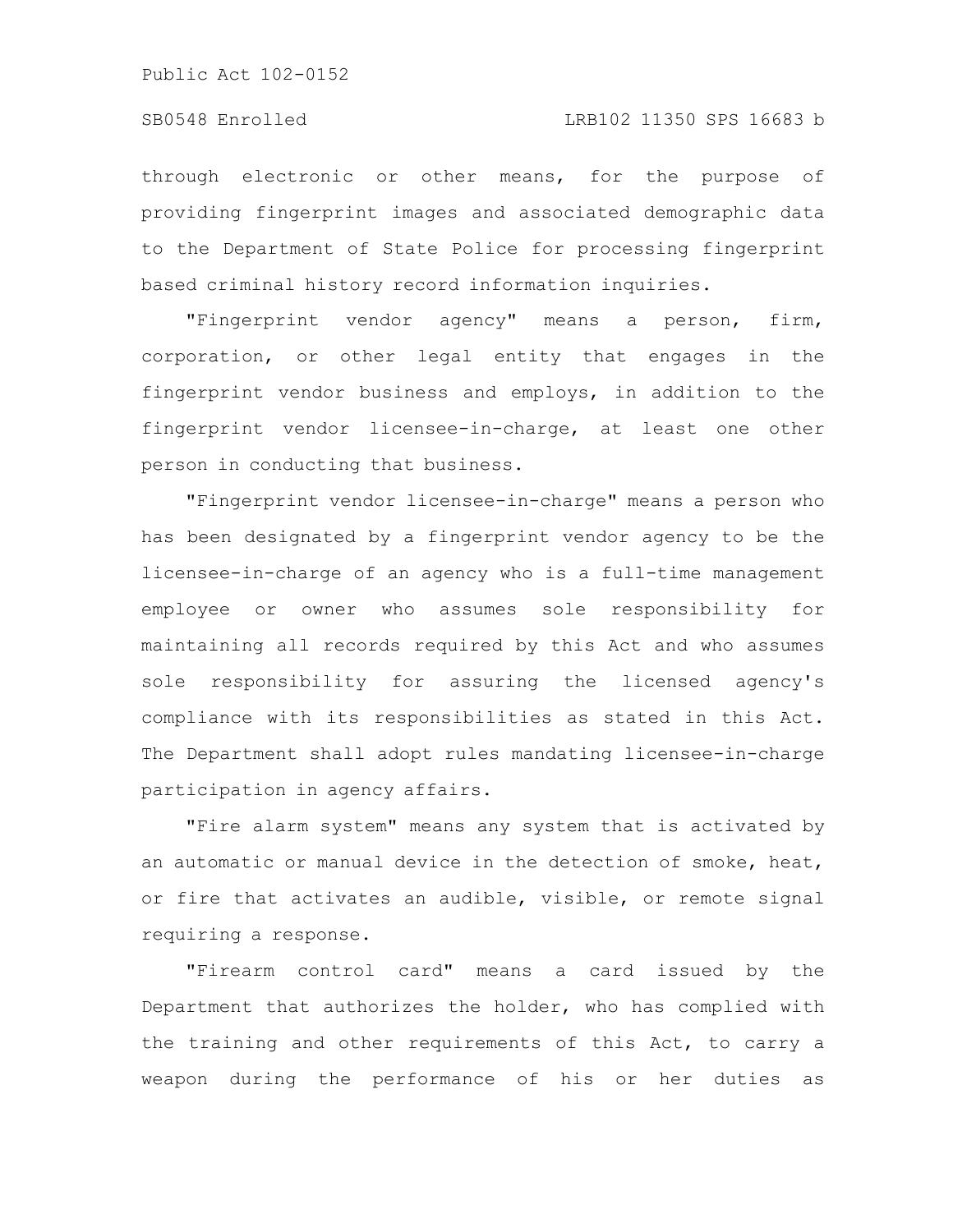through electronic or other means, for the purpose of providing fingerprint images and associated demographic data to the Department of State Police for processing fingerprint based criminal history record information inquiries.

"Fingerprint vendor agency" means a person, firm, corporation, or other legal entity that engages in the fingerprint vendor business and employs, in addition to the fingerprint vendor licensee-in-charge, at least one other person in conducting that business.

"Fingerprint vendor licensee-in-charge" means a person who has been designated by a fingerprint vendor agency to be the licensee-in-charge of an agency who is a full-time management employee or owner who assumes sole responsibility for maintaining all records required by this Act and who assumes sole responsibility for assuring the licensed agency's compliance with its responsibilities as stated in this Act. The Department shall adopt rules mandating licensee-in-charge participation in agency affairs.

"Fire alarm system" means any system that is activated by an automatic or manual device in the detection of smoke, heat, or fire that activates an audible, visible, or remote signal requiring a response.

"Firearm control card" means a card issued by the Department that authorizes the holder, who has complied with the training and other requirements of this Act, to carry a weapon during the performance of his or her duties as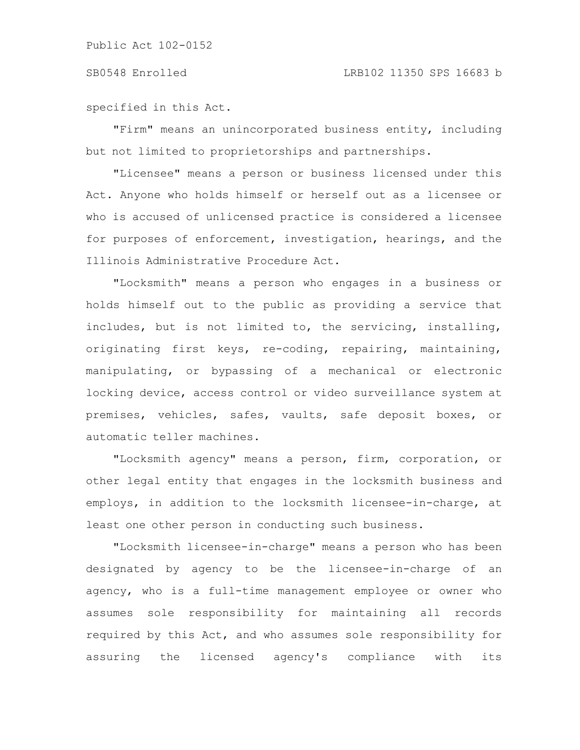specified in this Act.

"Firm" means an unincorporated business entity, including but not limited to proprietorships and partnerships.

"Licensee" means a person or business licensed under this Act. Anyone who holds himself or herself out as a licensee or who is accused of unlicensed practice is considered a licensee for purposes of enforcement, investigation, hearings, and the Illinois Administrative Procedure Act.

"Locksmith" means a person who engages in a business or holds himself out to the public as providing a service that includes, but is not limited to, the servicing, installing, originating first keys, re-coding, repairing, maintaining, manipulating, or bypassing of a mechanical or electronic locking device, access control or video surveillance system at premises, vehicles, safes, vaults, safe deposit boxes, or automatic teller machines.

"Locksmith agency" means a person, firm, corporation, or other legal entity that engages in the locksmith business and employs, in addition to the locksmith licensee-in-charge, at least one other person in conducting such business.

"Locksmith licensee-in-charge" means a person who has been designated by agency to be the licensee-in-charge of an agency, who is a full-time management employee or owner who assumes sole responsibility for maintaining all records required by this Act, and who assumes sole responsibility for assuring the licensed agency's compliance with its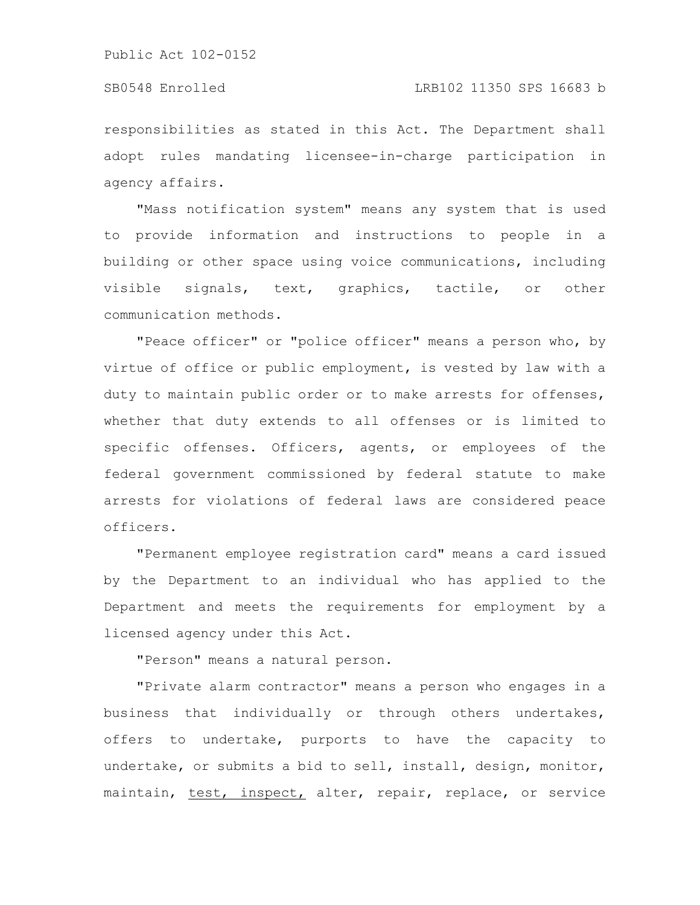responsibilities as stated in this Act. The Department shall adopt rules mandating licensee-in-charge participation in agency affairs.

"Mass notification system" means any system that is used to provide information and instructions to people in a building or other space using voice communications, including visible signals, text, graphics, tactile, or other communication methods.

"Peace officer" or "police officer" means a person who, by virtue of office or public employment, is vested by law with a duty to maintain public order or to make arrests for offenses, whether that duty extends to all offenses or is limited to specific offenses. Officers, agents, or employees of the federal government commissioned by federal statute to make arrests for violations of federal laws are considered peace officers.

"Permanent employee registration card" means a card issued by the Department to an individual who has applied to the Department and meets the requirements for employment by a licensed agency under this Act.

"Person" means a natural person.

"Private alarm contractor" means a person who engages in a business that individually or through others undertakes, offers to undertake, purports to have the capacity to undertake, or submits a bid to sell, install, design, monitor, maintain, <u>test, inspect,</u> alter, repair, replace, or service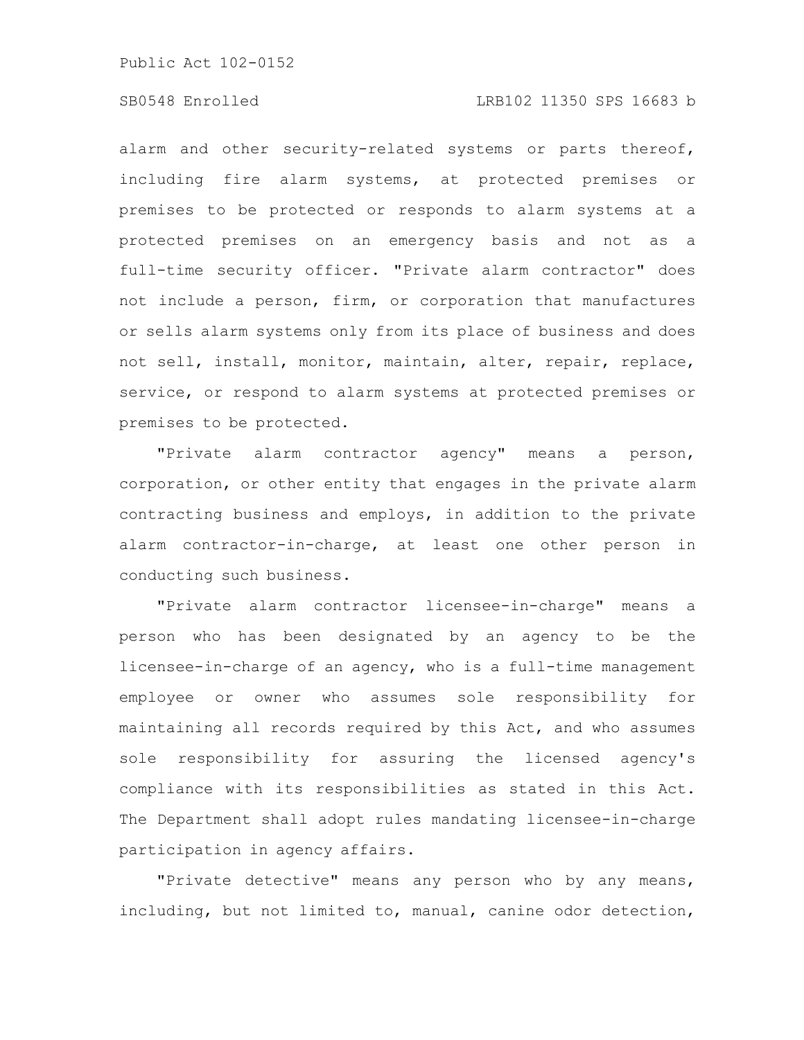alarm and other security-related systems or parts thereof, including fire alarm systems, at protected premises or premises to be protected or responds to alarm systems at a protected premises on an emergency basis and not as a full-time security officer. "Private alarm contractor" does not include a person, firm, or corporation that manufactures or sells alarm systems only from its place of business and does not sell, install, monitor, maintain, alter, repair, replace, service, or respond to alarm systems at protected premises or premises to be protected.

"Private alarm contractor agency" means a person, corporation, or other entity that engages in the private alarm contracting business and employs, in addition to the private alarm contractor-in-charge, at least one other person in conducting such business.

"Private alarm contractor licensee-in-charge" means a person who has been designated by an agency to be the licensee-in-charge of an agency, who is a full-time management employee or owner who assumes sole responsibility for maintaining all records required by this Act, and who assumes sole responsibility for assuring the licensed agency's compliance with its responsibilities as stated in this Act. The Department shall adopt rules mandating licensee-in-charge participation in agency affairs.

"Private detective" means any person who by any means, including, but not limited to, manual, canine odor detection,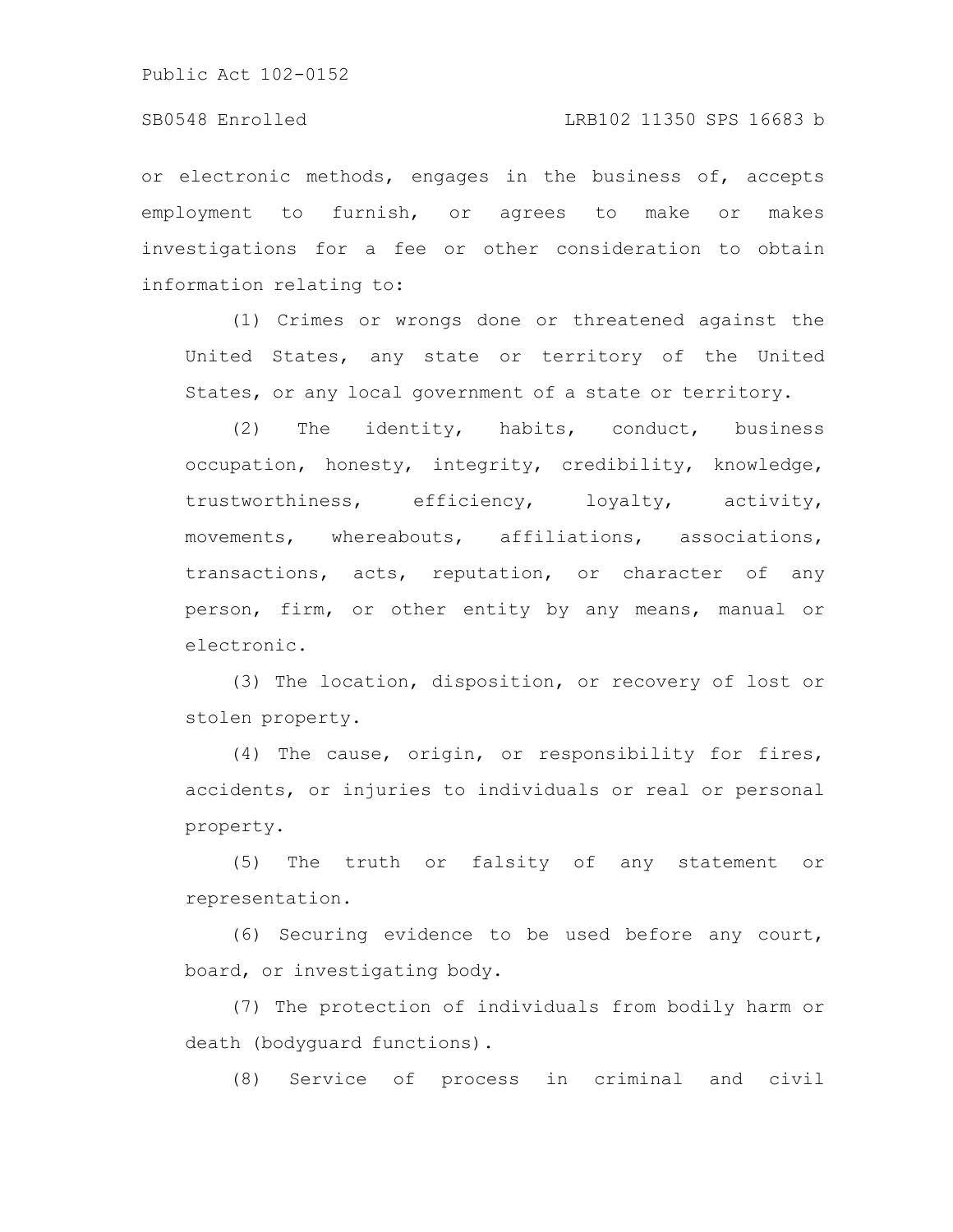or electronic methods, engages in the business of, accepts employment to furnish, or agrees to make or makes investigations for a fee or other consideration to obtain information relating to:

(1) Crimes or wrongs done or threatened against the United States, any state or territory of the United States, or any local government of a state or territory.

(2) The identity, habits, conduct, business occupation, honesty, integrity, credibility, knowledge, trustworthiness, efficiency, loyalty, activity, movements, whereabouts, affiliations, associations, transactions, acts, reputation, or character of any person, firm, or other entity by any means, manual or electronic.

(3) The location, disposition, or recovery of lost or stolen property.

(4) The cause, origin, or responsibility for fires, accidents, or injuries to individuals or real or personal property.

(5) The truth or falsity of any statement or representation.

(6) Securing evidence to be used before any court, board, or investigating body.

(7) The protection of individuals from bodily harm or death (bodyguard functions).

(8) Service of process in criminal and civil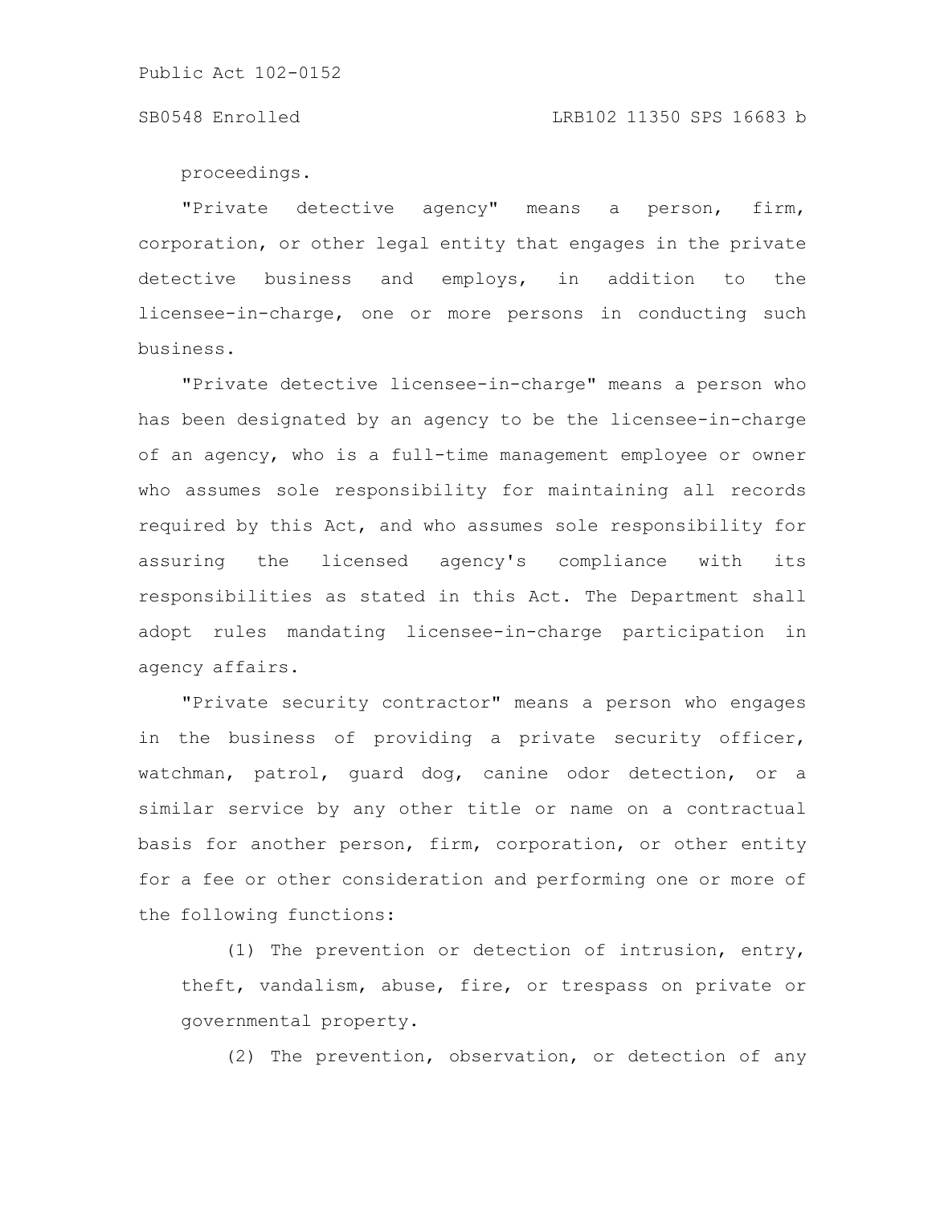proceedings.

"Private detective agency" means a person, firm, corporation, or other legal entity that engages in the private detective business and employs, in addition to the licensee-in-charge, one or more persons in conducting such business.

"Private detective licensee-in-charge" means a person who has been designated by an agency to be the licensee-in-charge of an agency, who is a full-time management employee or owner who assumes sole responsibility for maintaining all records required by this Act, and who assumes sole responsibility for assuring the licensed agency's compliance with its responsibilities as stated in this Act. The Department shall adopt rules mandating licensee-in-charge participation in agency affairs.

"Private security contractor" means a person who engages in the business of providing a private security officer, watchman, patrol, guard dog, canine odor detection, or a similar service by any other title or name on a contractual basis for another person, firm, corporation, or other entity for a fee or other consideration and performing one or more of the following functions:

(1) The prevention or detection of intrusion, entry, theft, vandalism, abuse, fire, or trespass on private or governmental property.

(2) The prevention, observation, or detection of any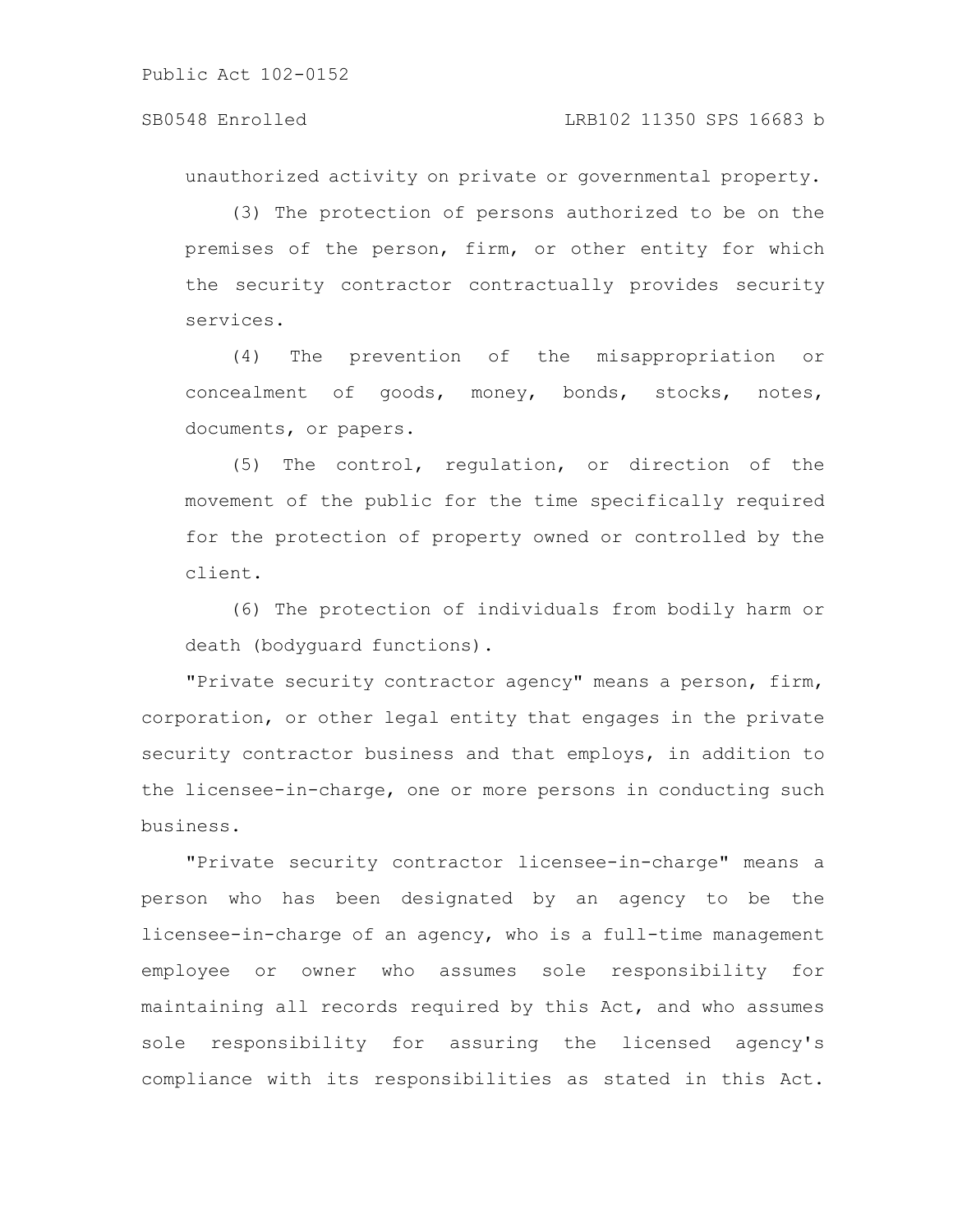unauthorized activity on private or governmental property.

(3) The protection of persons authorized to be on the premises of the person, firm, or other entity for which the security contractor contractually provides security services.

(4) The prevention of the misappropriation or concealment of goods, money, bonds, stocks, notes, documents, or papers.

(5) The control, regulation, or direction of the movement of the public for the time specifically required for the protection of property owned or controlled by the client.

(6) The protection of individuals from bodily harm or death (bodyguard functions).

"Private security contractor agency" means a person, firm, corporation, or other legal entity that engages in the private security contractor business and that employs, in addition to the licensee-in-charge, one or more persons in conducting such business.

"Private security contractor licensee-in-charge" means a person who has been designated by an agency to be the licensee-in-charge of an agency, who is a full-time management employee or owner who assumes sole responsibility for maintaining all records required by this Act, and who assumes sole responsibility for assuring the licensed agency's compliance with its responsibilities as stated in this Act.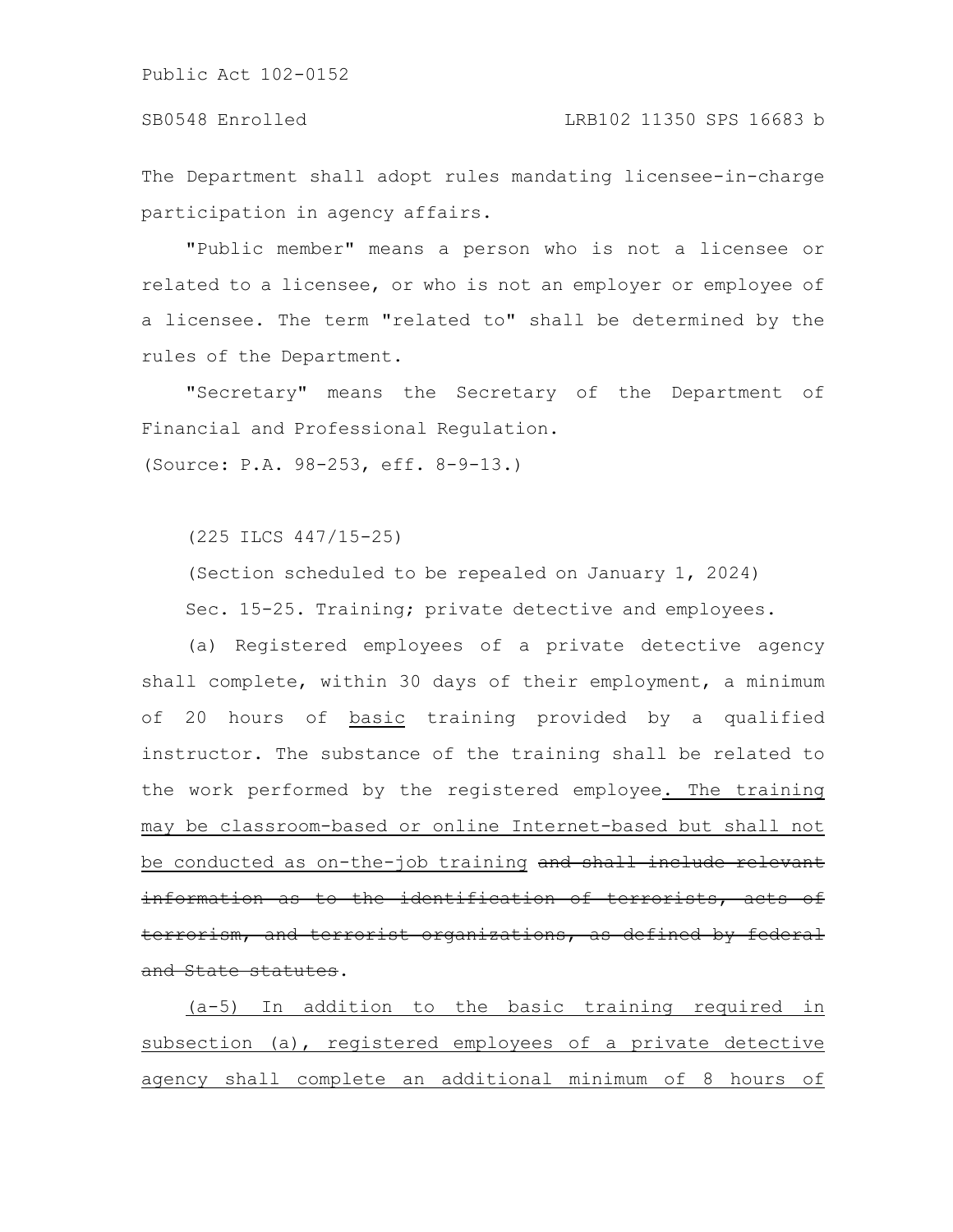The Department shall adopt rules mandating licensee-in-charge participation in agency affairs.

"Public member" means a person who is not a licensee or related to a licensee, or who is not an employer or employee of a licensee. The term "related to" shall be determined by the rules of the Department.

"Secretary" means the Secretary of the Department of Financial and Professional Regulation.

(Source: P.A. 98-253, eff. 8-9-13.)

(225 ILCS 447/15-25)

(Section scheduled to be repealed on January 1, 2024)

Sec. 15-25. Training; private detective and employees.

(a) Registered employees of a private detective agency shall complete, within 30 days of their employment, a minimum of 20 hours of <u>basic</u> training provided by a qualified instructor. The substance of the training shall be related to the work performed by the registered employee<u>. The training may be classroom-based or online Internet-based but shall not be conducted as on-the-job training</u> ~~and shall include relevant information as to the identification of terrorists, acts of terrorism, and terrorist organizations, as defined by federal and State statutes~~.

<u>(a-5) In addition to the basic training required in subsection (a), registered employees of a private detective agency shall complete an additional minimum of 8 hours of</u>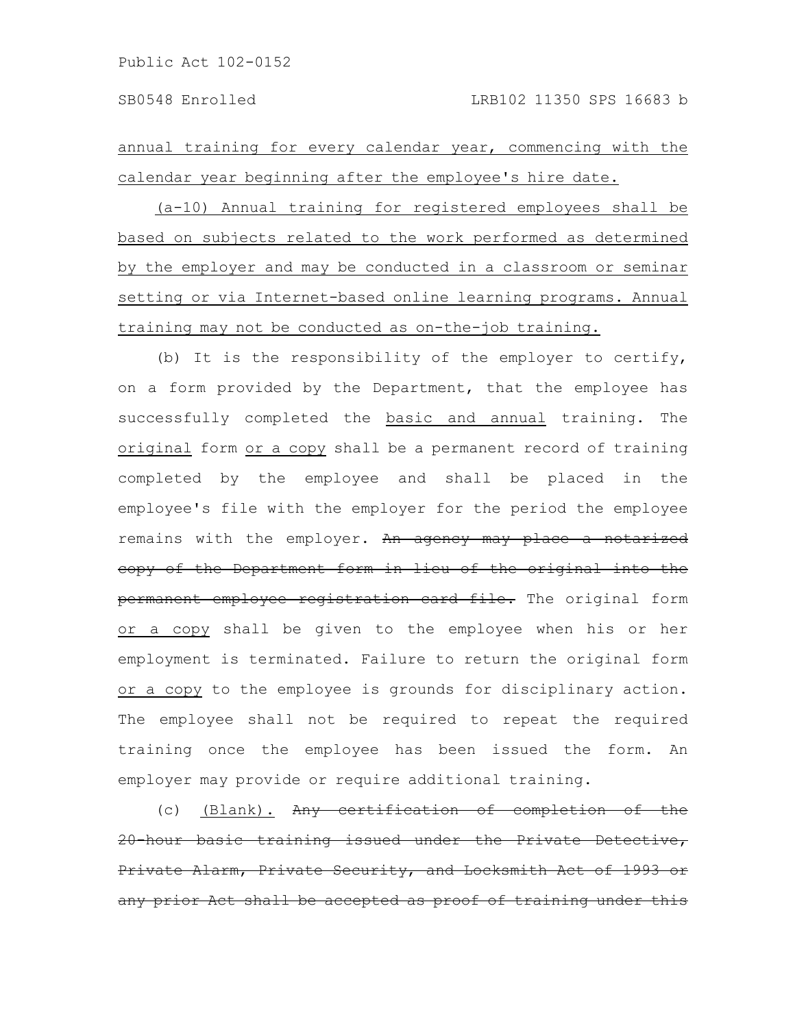annual training for every calendar year, commencing with the calendar year beginning after the employee's hire date.

(a-10) Annual training for registered employees shall be based on subjects related to the work performed as determined by the employer and may be conducted in a classroom or seminar setting or via Internet-based online learning programs. Annual training may not be conducted as on-the-job training.

(b) It is the responsibility of the employer to certify, on a form provided by the Department, that the employee has successfully completed the basic and annual training. The original form or a copy shall be a permanent record of training completed by the employee and shall be placed in the employee's file with the employer for the period the employee remains with the employer. ~~An agency may place a notarized copy of the Department form in lieu of the original into the permanent employee registration card file.~~ The original form or a copy shall be given to the employee when his or her employment is terminated. Failure to return the original form or a copy to the employee is grounds for disciplinary action. The employee shall not be required to repeat the required training once the employee has been issued the form. An employer may provide or require additional training.

(c) (Blank). ~~Any certification of completion of the 20-hour basic training issued under the Private Detective, Private Alarm, Private Security, and Locksmith Act of 1993 or any prior Act shall be accepted as proof of training under this~~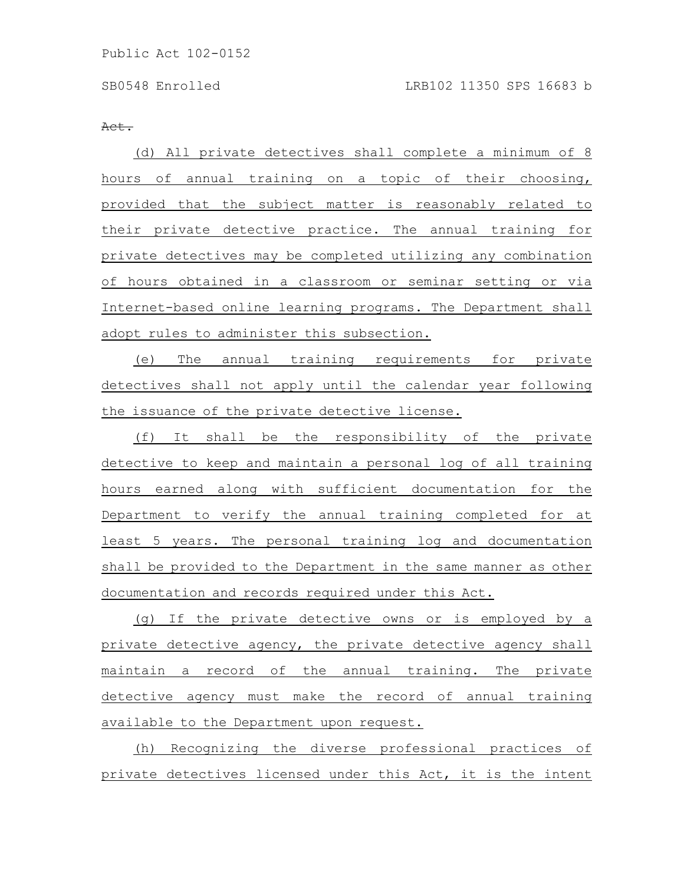~~Act.~~

(d) All private detectives shall complete a minimum of 8 hours of annual training on a topic of their choosing, provided that the subject matter is reasonably related to their private detective practice. The annual training for private detectives may be completed utilizing any combination of hours obtained in a classroom or seminar setting or via Internet-based online learning programs. The Department shall adopt rules to administer this subsection.

(e) The annual training requirements for private detectives shall not apply until the calendar year following the issuance of the private detective license.

(f) It shall be the responsibility of the private detective to keep and maintain a personal log of all training hours earned along with sufficient documentation for the Department to verify the annual training completed for at least 5 years. The personal training log and documentation shall be provided to the Department in the same manner as other documentation and records required under this Act.

(g) If the private detective owns or is employed by a private detective agency, the private detective agency shall maintain a record of the annual training. The private detective agency must make the record of annual training available to the Department upon request.

(h) Recognizing the diverse professional practices of private detectives licensed under this Act, it is the intent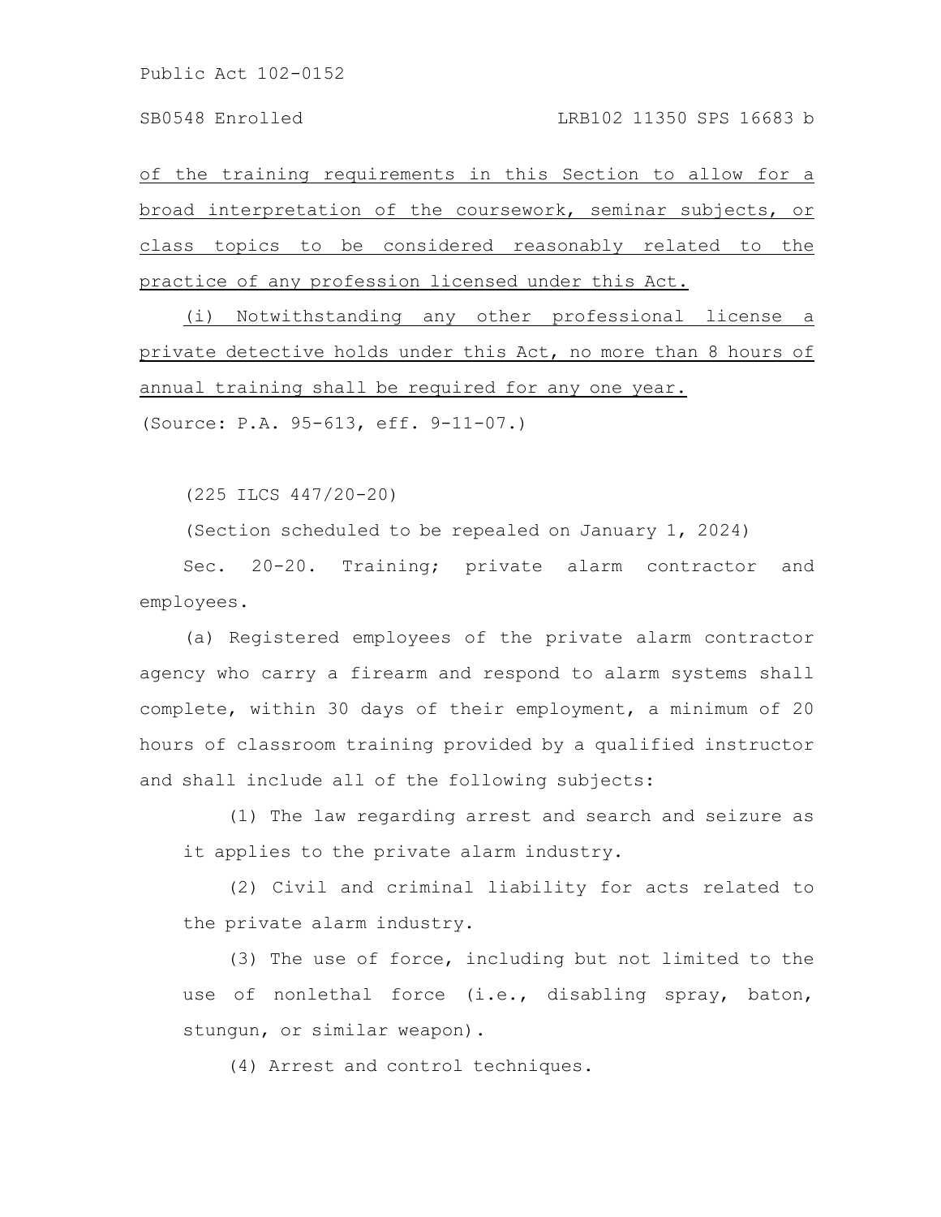of the training requirements in this Section to allow for a broad interpretation of the coursework, seminar subjects, or class topics to be considered reasonably related to the practice of any profession licensed under this Act.

(i) Notwithstanding any other professional license a private detective holds under this Act, no more than 8 hours of annual training shall be required for any one year.

(Source: P.A. 95-613, eff. 9-11-07.)

(225 ILCS 447/20-20)

(Section scheduled to be repealed on January 1, 2024)

Sec. 20-20. Training; private alarm contractor and employees.

(a) Registered employees of the private alarm contractor agency who carry a firearm and respond to alarm systems shall complete, within 30 days of their employment, a minimum of 20 hours of classroom training provided by a qualified instructor and shall include all of the following subjects:

(1) The law regarding arrest and search and seizure as it applies to the private alarm industry.

(2) Civil and criminal liability for acts related to the private alarm industry.

(3) The use of force, including but not limited to the use of nonlethal force (i.e., disabling spray, baton, stungun, or similar weapon).

(4) Arrest and control techniques.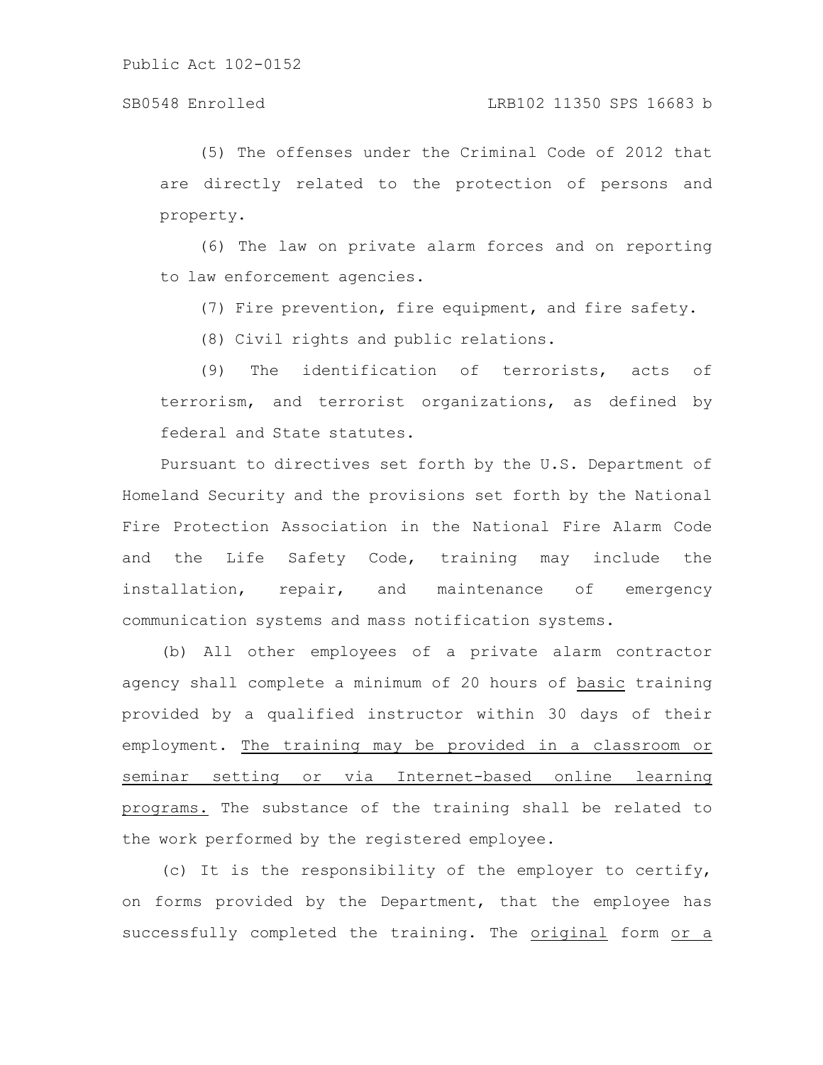(5) The offenses under the Criminal Code of 2012 that are directly related to the protection of persons and property.

(6) The law on private alarm forces and on reporting to law enforcement agencies.

(7) Fire prevention, fire equipment, and fire safety.

(8) Civil rights and public relations.

(9) The identification of terrorists, acts of terrorism, and terrorist organizations, as defined by federal and State statutes.

Pursuant to directives set forth by the U.S. Department of Homeland Security and the provisions set forth by the National Fire Protection Association in the National Fire Alarm Code and the Life Safety Code, training may include the installation, repair, and maintenance of emergency communication systems and mass notification systems.

(b) All other employees of a private alarm contractor agency shall complete a minimum of 20 hours of <u>basic</u> training provided by a qualified instructor within 30 days of their employment. <u>The training may be provided in a classroom or seminar setting or via Internet-based online learning programs.</u> The substance of the training shall be related to the work performed by the registered employee.

(c) It is the responsibility of the employer to certify, on forms provided by the Department, that the employee has successfully completed the training. The <u>original</u> form <u>or a</u>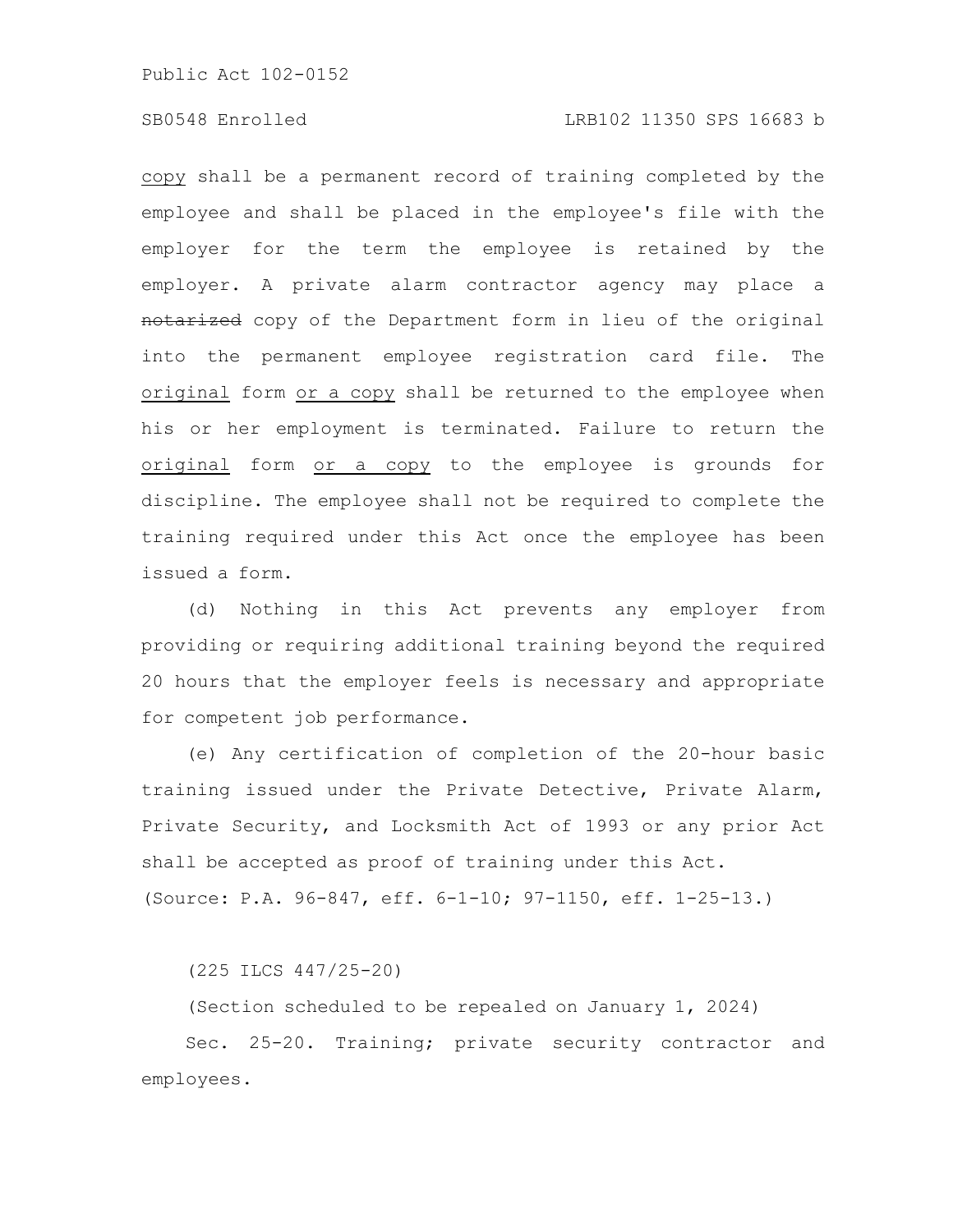copy shall be a permanent record of training completed by the employee and shall be placed in the employee's file with the employer for the term the employee is retained by the employer. A private alarm contractor agency may place a ~~notarized~~ copy of the Department form in lieu of the original into the permanent employee registration card file. The original form or a copy shall be returned to the employee when his or her employment is terminated. Failure to return the original form or a copy to the employee is grounds for discipline. The employee shall not be required to complete the training required under this Act once the employee has been issued a form.

(d) Nothing in this Act prevents any employer from providing or requiring additional training beyond the required 20 hours that the employer feels is necessary and appropriate for competent job performance.

(e) Any certification of completion of the 20-hour basic training issued under the Private Detective, Private Alarm, Private Security, and Locksmith Act of 1993 or any prior Act shall be accepted as proof of training under this Act.

(Source: P.A. 96-847, eff. 6-1-10; 97-1150, eff. 1-25-13.)

(225 ILCS 447/25-20)

(Section scheduled to be repealed on January 1, 2024)

Sec. 25-20. Training; private security contractor and employees.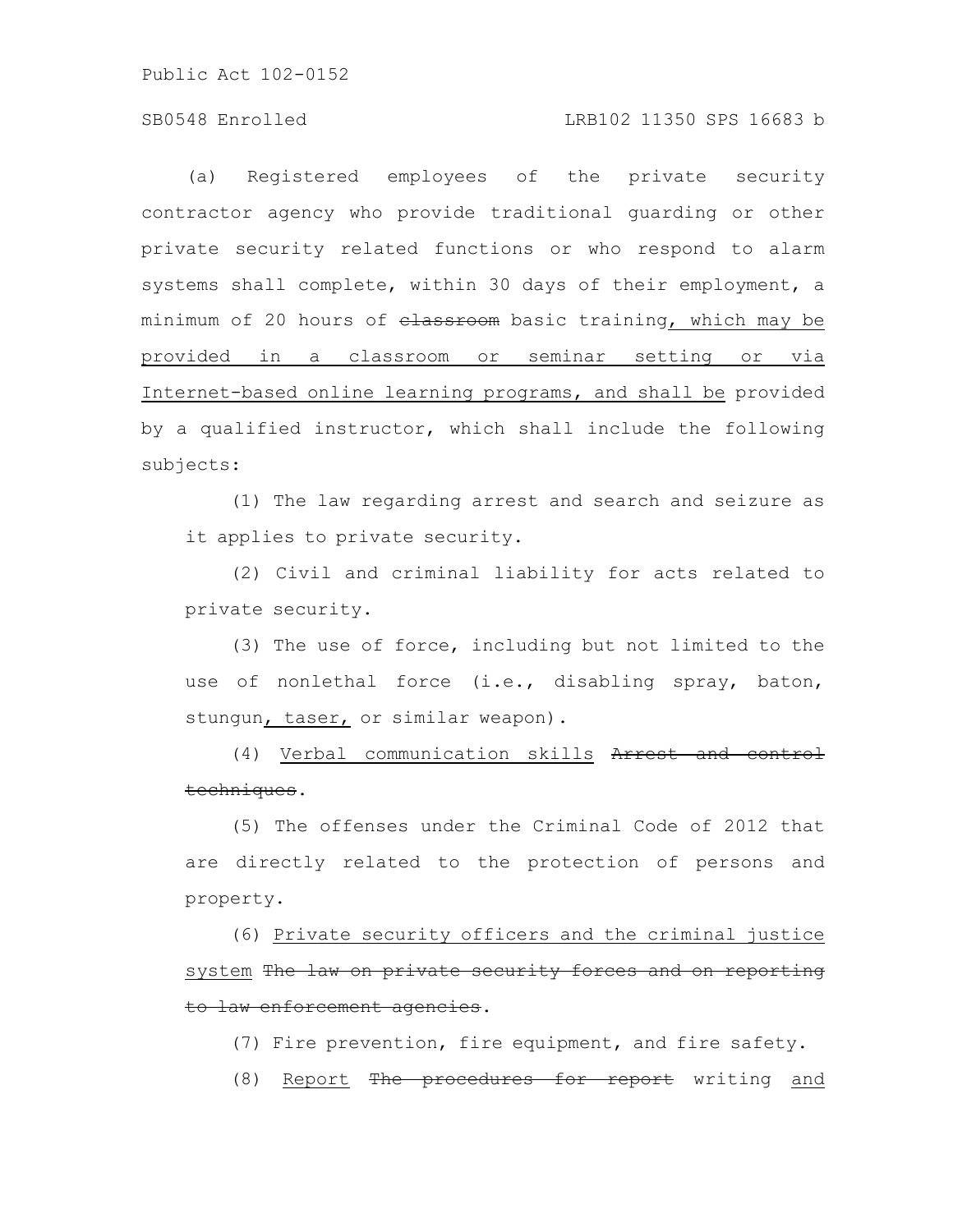(a) Registered employees of the private security contractor agency who provide traditional guarding or other private security related functions or who respond to alarm systems shall complete, within 30 days of their employment, a minimum of 20 hours of ~~classroom~~ basic training, which may be provided in a classroom or seminar setting or via Internet-based online learning programs, and shall be provided by a qualified instructor, which shall include the following subjects:

(1) The law regarding arrest and search and seizure as it applies to private security.

(2) Civil and criminal liability for acts related to private security.

(3) The use of force, including but not limited to the use of nonlethal force (i.e., disabling spray, baton, stungun, taser, or similar weapon).

(4) Verbal communication skills ~~Arrest and control techniques~~.

(5) The offenses under the Criminal Code of 2012 that are directly related to the protection of persons and property.

(6) Private security officers and the criminal justice system ~~The law on private security forces and on reporting to law enforcement agencies~~.

(7) Fire prevention, fire equipment, and fire safety.

(8) Report ~~The procedures for report~~ writing and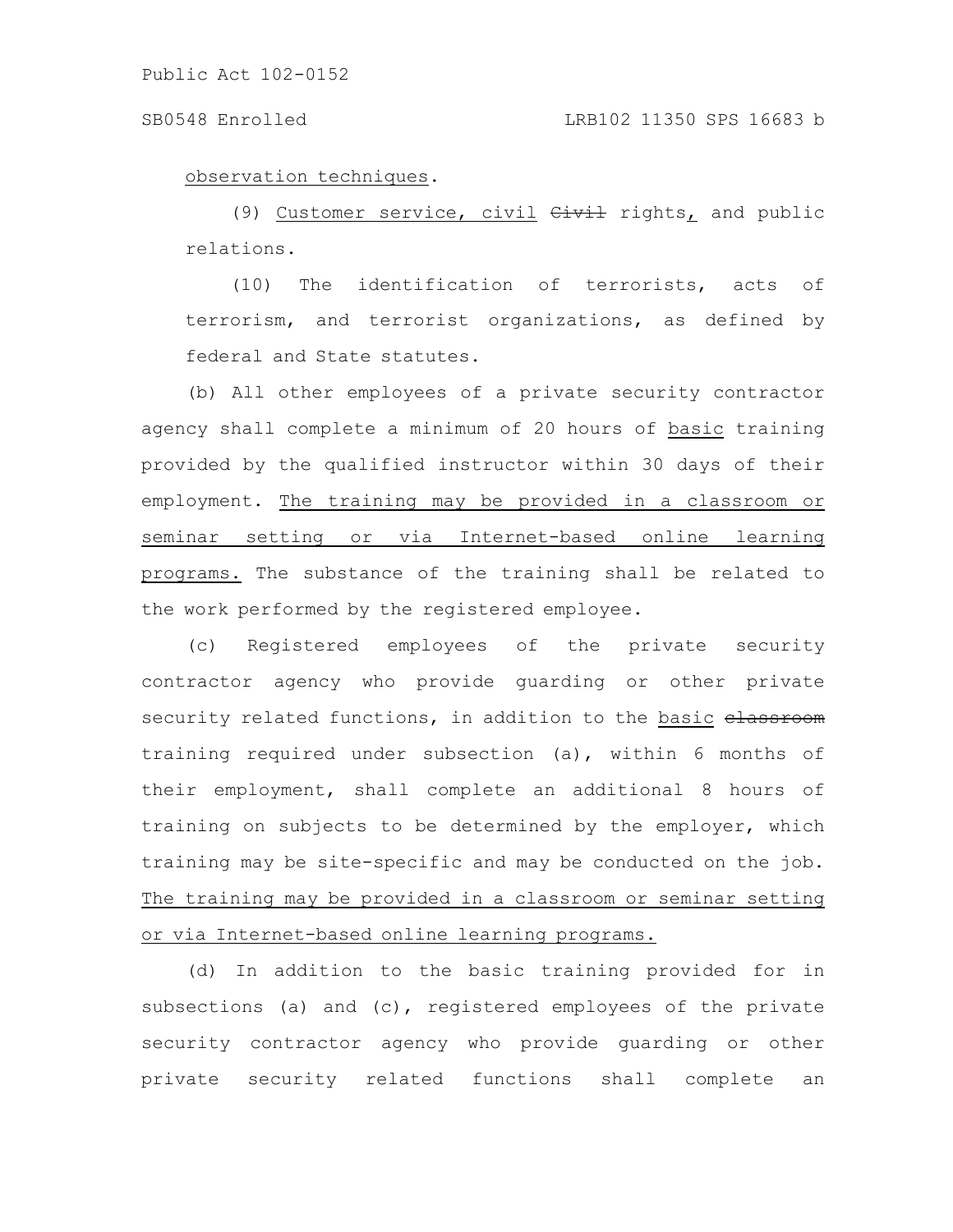observation techniques.

(9) Customer service, civil ~~Civil~~ rights, and public relations.

(10) The identification of terrorists, acts of terrorism, and terrorist organizations, as defined by federal and State statutes.

(b) All other employees of a private security contractor agency shall complete a minimum of 20 hours of basic training provided by the qualified instructor within 30 days of their employment. The training may be provided in a classroom or seminar setting or via Internet-based online learning programs. The substance of the training shall be related to the work performed by the registered employee.

(c) Registered employees of the private security contractor agency who provide guarding or other private security related functions, in addition to the basic ~~classroom~~ training required under subsection (a), within 6 months of their employment, shall complete an additional 8 hours of training on subjects to be determined by the employer, which training may be site-specific and may be conducted on the job. The training may be provided in a classroom or seminar setting or via Internet-based online learning programs.

(d) In addition to the basic training provided for in subsections (a) and (c), registered employees of the private security contractor agency who provide guarding or other private security related functions shall complete an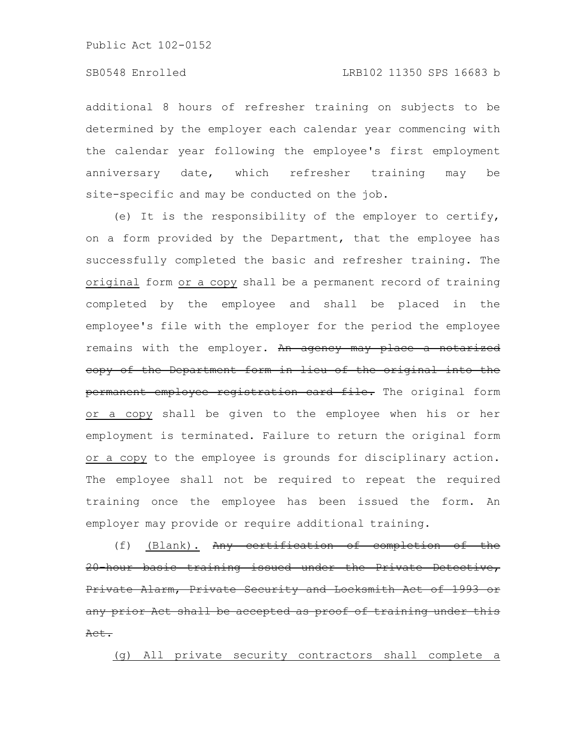additional 8 hours of refresher training on subjects to be determined by the employer each calendar year commencing with the calendar year following the employee's first employment anniversary date, which refresher training may be site-specific and may be conducted on the job.

(e) It is the responsibility of the employer to certify, on a form provided by the Department, that the employee has successfully completed the basic and refresher training. The original form or a copy shall be a permanent record of training completed by the employee and shall be placed in the employee's file with the employer for the period the employee remains with the employer. ~~An agency may place a notarized copy of the Department form in lieu of the original into the permanent employee registration card file.~~ The original form or a copy shall be given to the employee when his or her employment is terminated. Failure to return the original form or a copy to the employee is grounds for disciplinary action. The employee shall not be required to repeat the required training once the employee has been issued the form. An employer may provide or require additional training.

(f) (Blank). ~~Any certification of completion of the 20-hour basic training issued under the Private Detective, Private Alarm, Private Security and Locksmith Act of 1993 or any prior Act shall be accepted as proof of training under this Act.~~

(g) All private security contractors shall complete a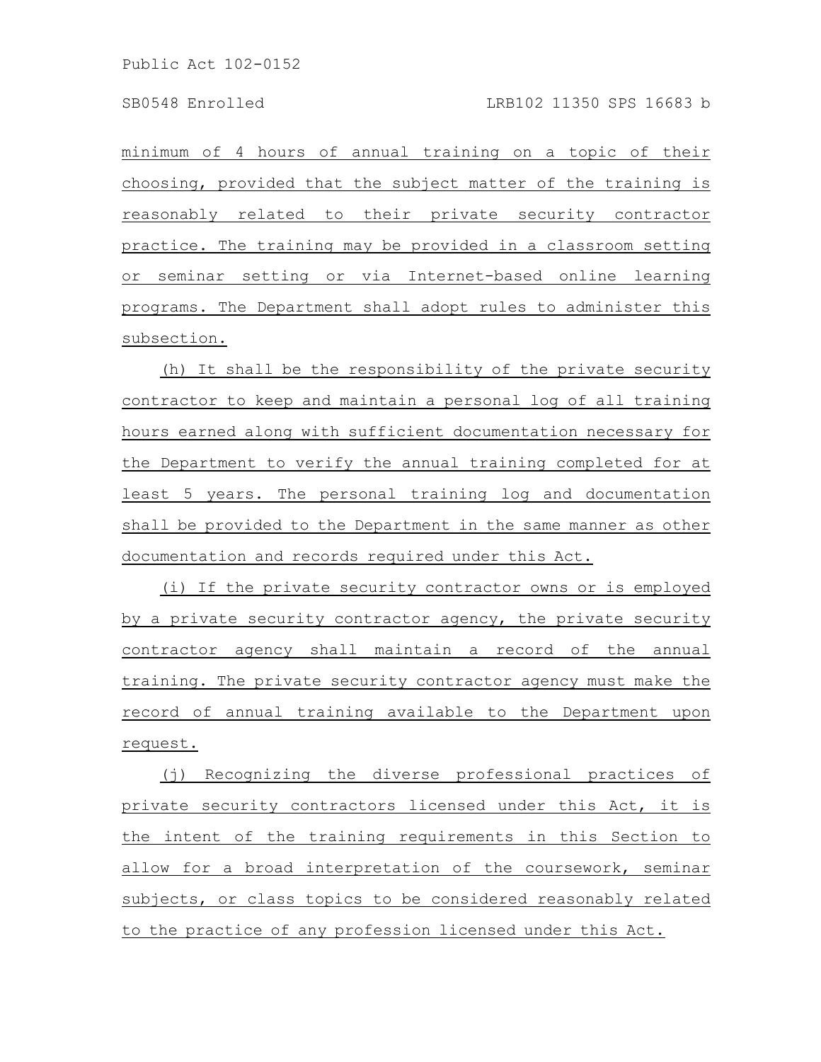minimum of 4 hours of annual training on a topic of their choosing, provided that the subject matter of the training is reasonably related to their private security contractor practice. The training may be provided in a classroom setting or seminar setting or via Internet-based online learning programs. The Department shall adopt rules to administer this subsection.

(h) It shall be the responsibility of the private security contractor to keep and maintain a personal log of all training hours earned along with sufficient documentation necessary for the Department to verify the annual training completed for at least 5 years. The personal training log and documentation shall be provided to the Department in the same manner as other documentation and records required under this Act.

(i) If the private security contractor owns or is employed by a private security contractor agency, the private security contractor agency shall maintain a record of the annual training. The private security contractor agency must make the record of annual training available to the Department upon request.

(j) Recognizing the diverse professional practices of private security contractors licensed under this Act, it is the intent of the training requirements in this Section to allow for a broad interpretation of the coursework, seminar subjects, or class topics to be considered reasonably related to the practice of any profession licensed under this Act.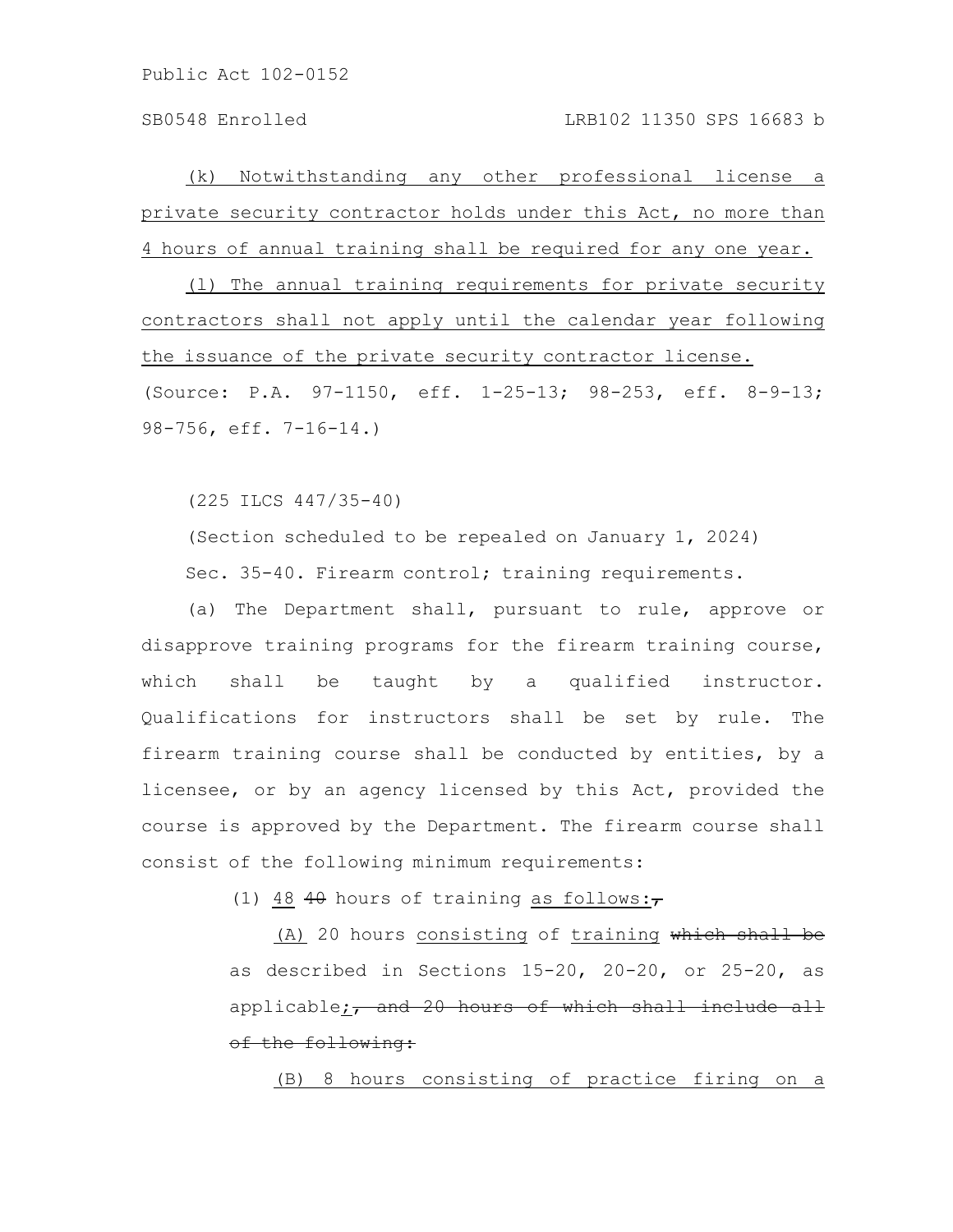(k) Notwithstanding any other professional license a private security contractor holds under this Act, no more than 4 hours of annual training shall be required for any one year.

(l) The annual training requirements for private security contractors shall not apply until the calendar year following the issuance of the private security contractor license.

(Source: P.A. 97-1150, eff. 1-25-13; 98-253, eff. 8-9-13; 98-756, eff. 7-16-14.)

(225 ILCS 447/35-40)

(Section scheduled to be repealed on January 1, 2024)

Sec. 35-40. Firearm control; training requirements.

(a) The Department shall, pursuant to rule, approve or disapprove training programs for the firearm training course, which shall be taught by a qualified instructor. Qualifications for instructors shall be set by rule. The firearm training course shall be conducted by entities, by a licensee, or by an agency licensed by this Act, provided the course is approved by the Department. The firearm course shall consist of the following minimum requirements:

(1) 48 ~~40~~ hours of training as follows:~~,~~

(A) 20 hours consisting of training ~~which shall be~~ as described in Sections 15-20, 20-20, or 25-20, as applicable;~~, and 20 hours of which shall include all of the following:~~

(B) 8 hours consisting of practice firing on a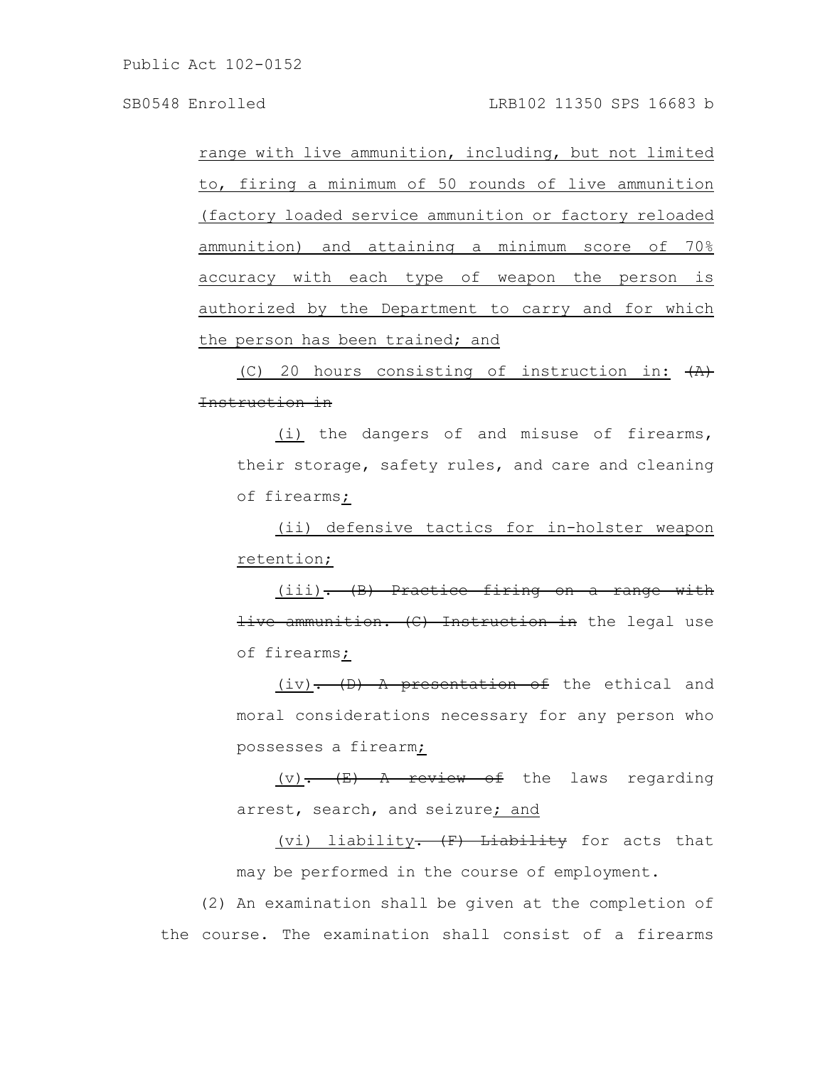range with live ammunition, including, but not limited to, firing a minimum of 50 rounds of live ammunition (factory loaded service ammunition or factory reloaded ammunition) and attaining a minimum score of 70% accuracy with each type of weapon the person is authorized by the Department to carry and for which the person has been trained; and

(C) 20 hours consisting of instruction in: ~~(A) Instruction in~~

(i) the dangers of and misuse of firearms, their storage, safety rules, and care and cleaning of firearms;

(ii) defensive tactics for in-holster weapon retention;

(iii)~~. (B) Practice firing on a range with live ammunition. (C) Instruction in~~ the legal use of firearms;

(iv)~~. (D) A presentation of~~ the ethical and moral considerations necessary for any person who possesses a firearm;

(v)~~. (E) A review of~~ the laws regarding arrest, search, and seizure; and

(vi) liability~~. (F) Liability~~ for acts that may be performed in the course of employment.

(2) An examination shall be given at the completion of the course. The examination shall consist of a firearms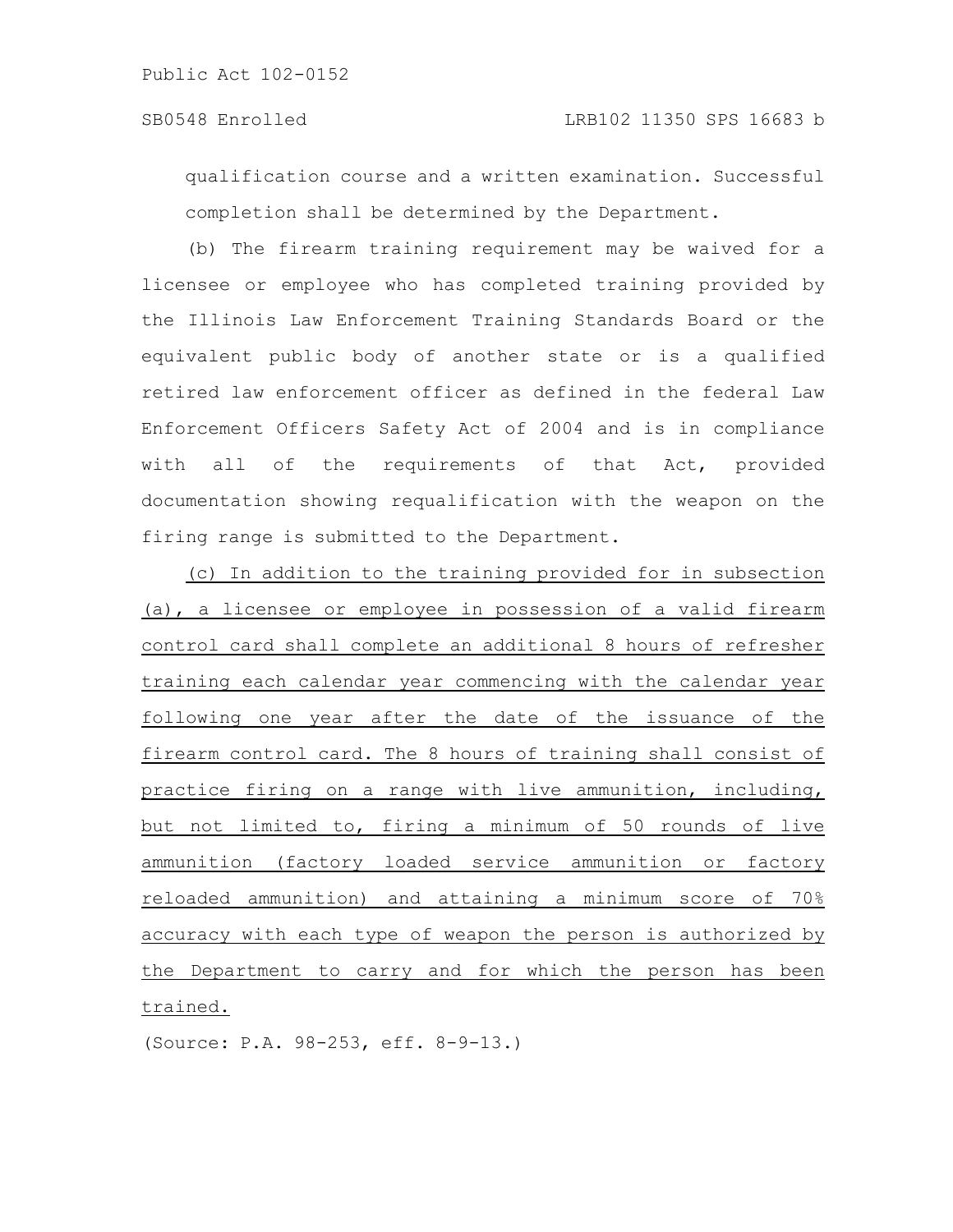qualification course and a written examination. Successful completion shall be determined by the Department.

(b) The firearm training requirement may be waived for a licensee or employee who has completed training provided by the Illinois Law Enforcement Training Standards Board or the equivalent public body of another state or is a qualified retired law enforcement officer as defined in the federal Law Enforcement Officers Safety Act of 2004 and is in compliance with all of the requirements of that Act, provided documentation showing requalification with the weapon on the firing range is submitted to the Department.

<u>(c) In addition to the training provided for in subsection (a), a licensee or employee in possession of a valid firearm control card shall complete an additional 8 hours of refresher training each calendar year commencing with the calendar year following one year after the date of the issuance of the firearm control card. The 8 hours of training shall consist of practice firing on a range with live ammunition, including, but not limited to, firing a minimum of 50 rounds of live ammunition (factory loaded service ammunition or factory reloaded ammunition) and attaining a minimum score of 70% accuracy with each type of weapon the person is authorized by the Department to carry and for which the person has been trained.</u>

(Source: P.A. 98-253, eff. 8-9-13.)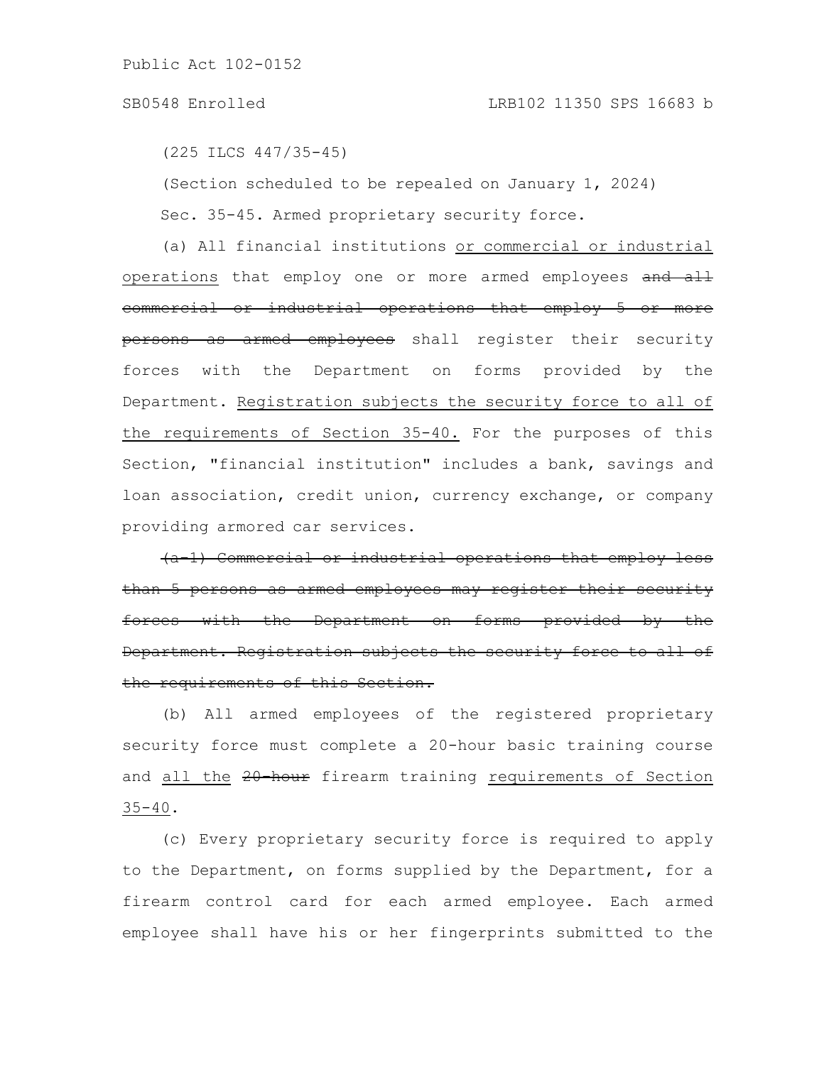(225 ILCS 447/35-45)

(Section scheduled to be repealed on January 1, 2024)

Sec. 35-45. Armed proprietary security force.

(a) All financial institutions <u>or commercial or industrial operations</u> that employ one or more armed employees ~~and all commercial or industrial operations that employ 5 or more persons as armed employees~~ shall register their security forces with the Department on forms provided by the Department. <u>Registration subjects the security force to all of the requirements of Section 35-40.</u> For the purposes of this Section, "financial institution" includes a bank, savings and loan association, credit union, currency exchange, or company providing armored car services.

~~(a-1) Commercial or industrial operations that employ less than 5 persons as armed employees may register their security forces with the Department on forms provided by the Department. Registration subjects the security force to all of the requirements of this Section.~~

(b) All armed employees of the registered proprietary security force must complete a 20-hour basic training course and <u>all the</u> ~~20-hour~~ firearm training <u>requirements of Section 35-40</u>.

(c) Every proprietary security force is required to apply to the Department, on forms supplied by the Department, for a firearm control card for each armed employee. Each armed employee shall have his or her fingerprints submitted to the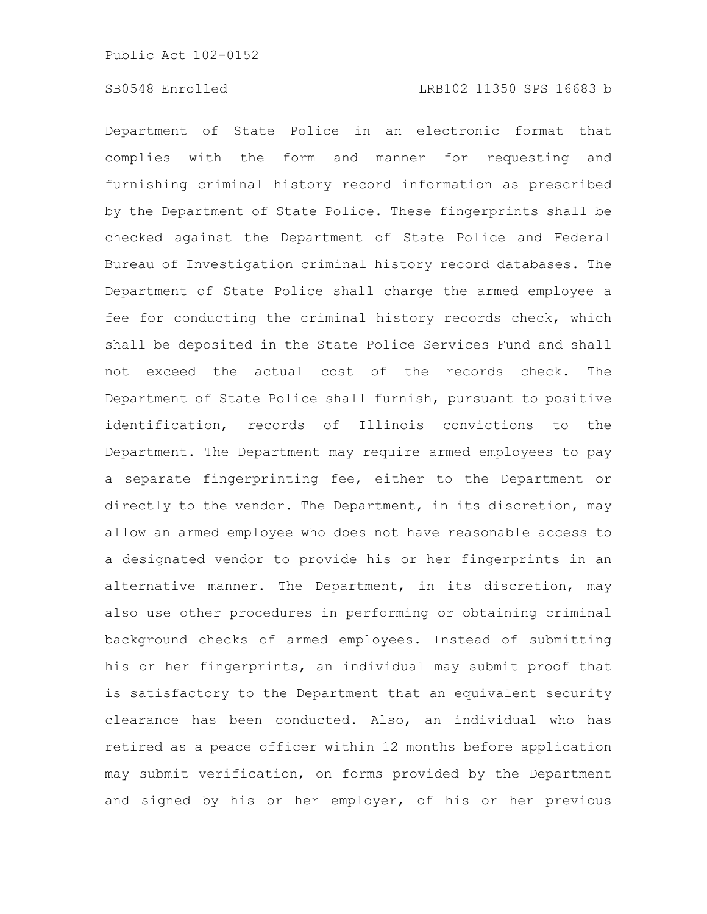Department of State Police in an electronic format that complies with the form and manner for requesting and furnishing criminal history record information as prescribed by the Department of State Police. These fingerprints shall be checked against the Department of State Police and Federal Bureau of Investigation criminal history record databases. The Department of State Police shall charge the armed employee a fee for conducting the criminal history records check, which shall be deposited in the State Police Services Fund and shall not exceed the actual cost of the records check. The Department of State Police shall furnish, pursuant to positive identification, records of Illinois convictions to the Department. The Department may require armed employees to pay a separate fingerprinting fee, either to the Department or directly to the vendor. The Department, in its discretion, may allow an armed employee who does not have reasonable access to a designated vendor to provide his or her fingerprints in an alternative manner. The Department, in its discretion, may also use other procedures in performing or obtaining criminal background checks of armed employees. Instead of submitting his or her fingerprints, an individual may submit proof that is satisfactory to the Department that an equivalent security clearance has been conducted. Also, an individual who has retired as a peace officer within 12 months before application may submit verification, on forms provided by the Department and signed by his or her employer, of his or her previous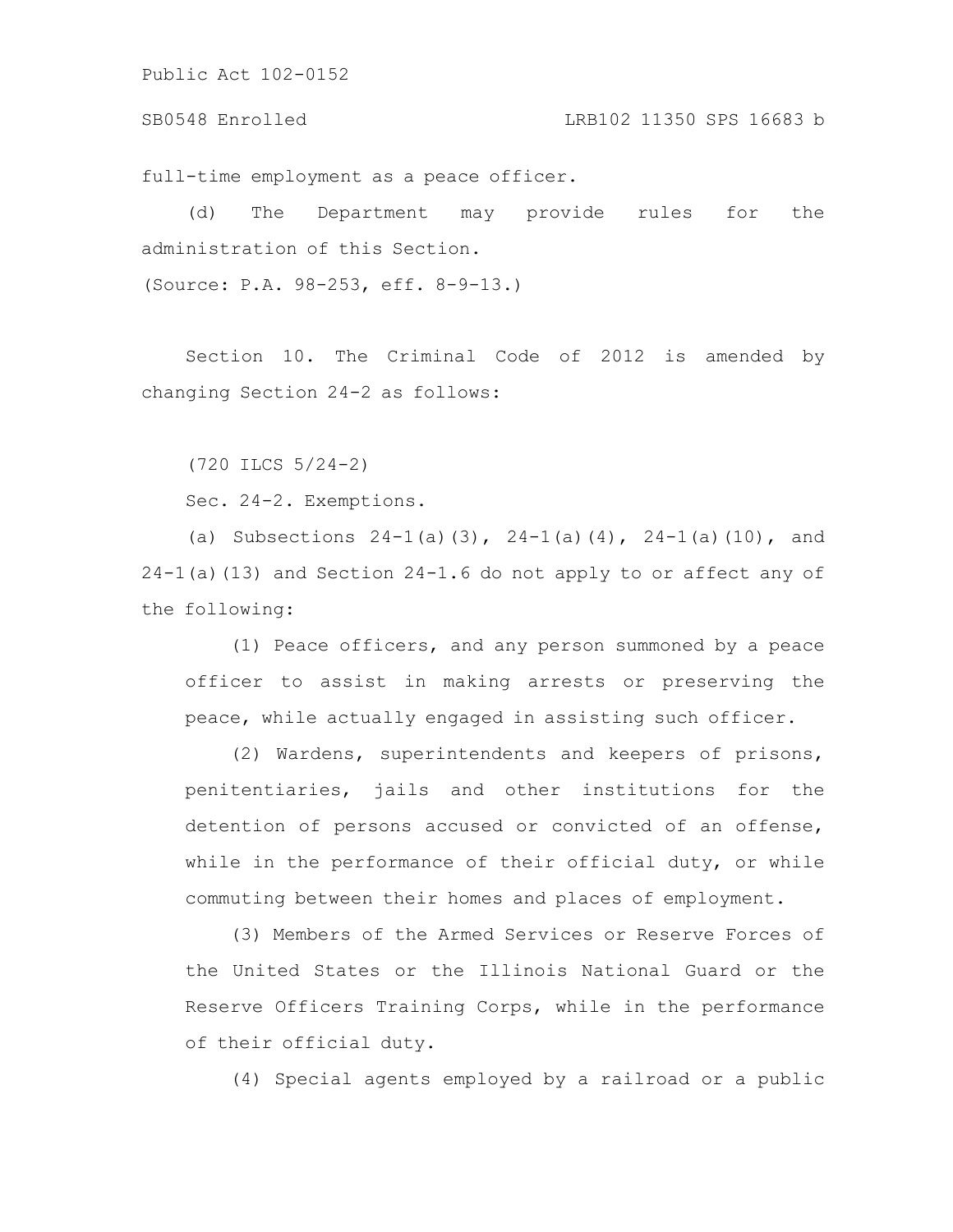full-time employment as a peace officer.

(d) The Department may provide rules for the administration of this Section.

(Source: P.A. 98-253, eff. 8-9-13.)

Section 10. The Criminal Code of 2012 is amended by changing Section 24-2 as follows:

(720 ILCS 5/24-2)

Sec. 24-2. Exemptions.

(a) Subsections 24-1(a)(3), 24-1(a)(4), 24-1(a)(10), and 24-1(a)(13) and Section 24-1.6 do not apply to or affect any of the following:

(1) Peace officers, and any person summoned by a peace officer to assist in making arrests or preserving the peace, while actually engaged in assisting such officer.

(2) Wardens, superintendents and keepers of prisons, penitentiaries, jails and other institutions for the detention of persons accused or convicted of an offense, while in the performance of their official duty, or while commuting between their homes and places of employment.

(3) Members of the Armed Services or Reserve Forces of the United States or the Illinois National Guard or the Reserve Officers Training Corps, while in the performance of their official duty.

(4) Special agents employed by a railroad or a public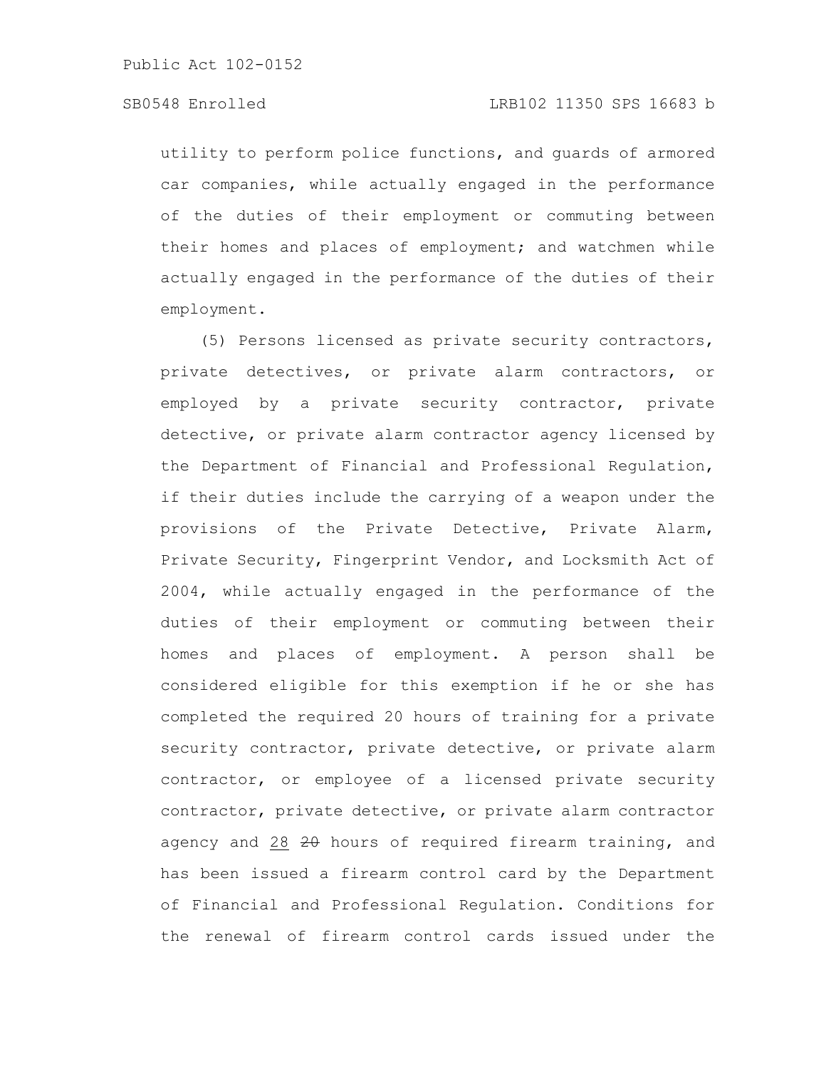utility to perform police functions, and guards of armored car companies, while actually engaged in the performance of the duties of their employment or commuting between their homes and places of employment; and watchmen while actually engaged in the performance of the duties of their employment.

(5) Persons licensed as private security contractors, private detectives, or private alarm contractors, or employed by a private security contractor, private detective, or private alarm contractor agency licensed by the Department of Financial and Professional Regulation, if their duties include the carrying of a weapon under the provisions of the Private Detective, Private Alarm, Private Security, Fingerprint Vendor, and Locksmith Act of 2004, while actually engaged in the performance of the duties of their employment or commuting between their homes and places of employment. A person shall be considered eligible for this exemption if he or she has completed the required 20 hours of training for a private security contractor, private detective, or private alarm contractor, or employee of a licensed private security contractor, private detective, or private alarm contractor agency and <u>28</u> ~~20~~ hours of required firearm training, and has been issued a firearm control card by the Department of Financial and Professional Regulation. Conditions for the renewal of firearm control cards issued under the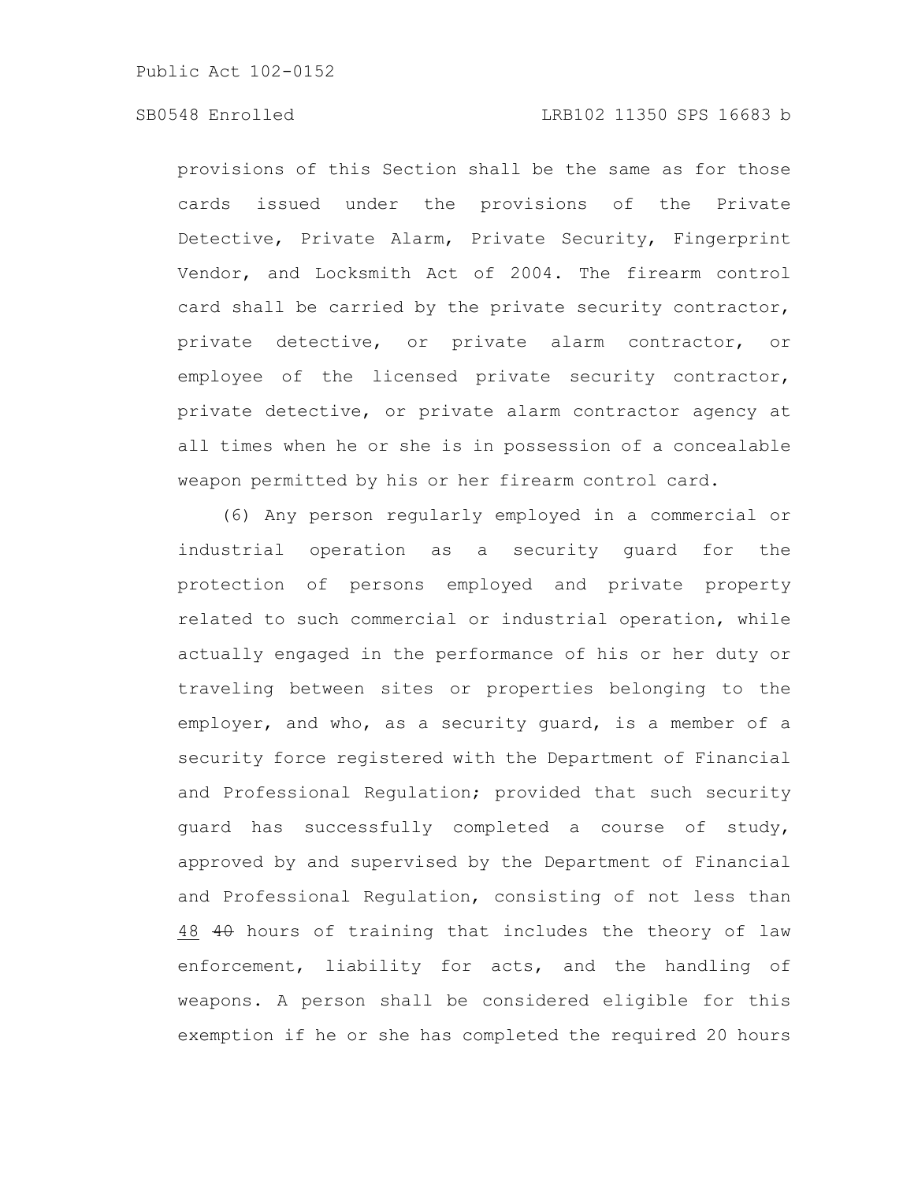provisions of this Section shall be the same as for those cards issued under the provisions of the Private Detective, Private Alarm, Private Security, Fingerprint Vendor, and Locksmith Act of 2004. The firearm control card shall be carried by the private security contractor, private detective, or private alarm contractor, or employee of the licensed private security contractor, private detective, or private alarm contractor agency at all times when he or she is in possession of a concealable weapon permitted by his or her firearm control card.

(6) Any person regularly employed in a commercial or industrial operation as a security guard for the protection of persons employed and private property related to such commercial or industrial operation, while actually engaged in the performance of his or her duty or traveling between sites or properties belonging to the employer, and who, as a security guard, is a member of a security force registered with the Department of Financial and Professional Regulation; provided that such security guard has successfully completed a course of study, approved by and supervised by the Department of Financial and Professional Regulation, consisting of not less than <u>48</u> ~~40~~ hours of training that includes the theory of law enforcement, liability for acts, and the handling of weapons. A person shall be considered eligible for this exemption if he or she has completed the required 20 hours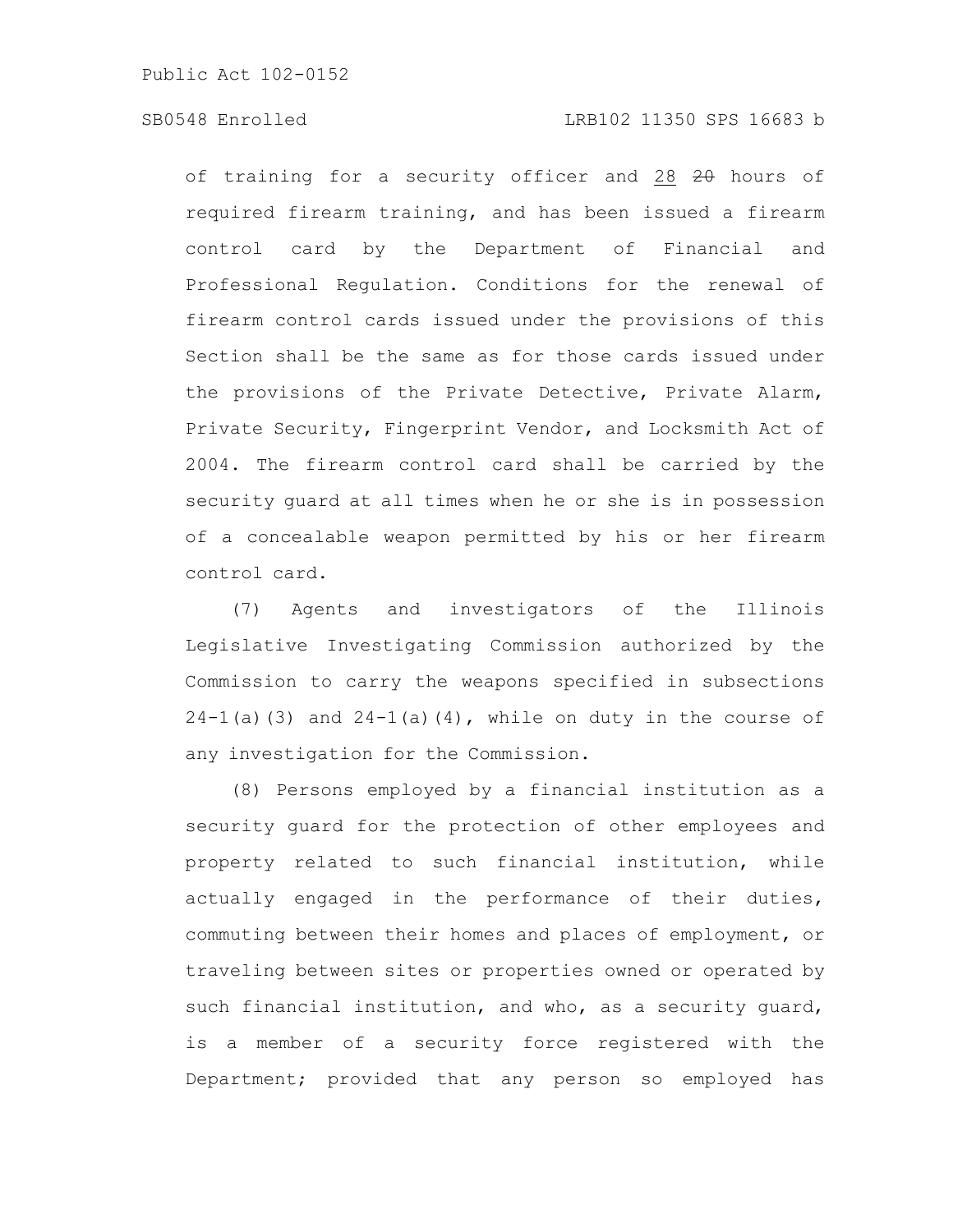of training for a security officer and <u>28</u> ~~20~~ hours of required firearm training, and has been issued a firearm control card by the Department of Financial and Professional Regulation. Conditions for the renewal of firearm control cards issued under the provisions of this Section shall be the same as for those cards issued under the provisions of the Private Detective, Private Alarm, Private Security, Fingerprint Vendor, and Locksmith Act of 2004. The firearm control card shall be carried by the security guard at all times when he or she is in possession of a concealable weapon permitted by his or her firearm control card.

(7) Agents and investigators of the Illinois Legislative Investigating Commission authorized by the Commission to carry the weapons specified in subsections 24-1(a)(3) and 24-1(a)(4), while on duty in the course of any investigation for the Commission.

(8) Persons employed by a financial institution as a security guard for the protection of other employees and property related to such financial institution, while actually engaged in the performance of their duties, commuting between their homes and places of employment, or traveling between sites or properties owned or operated by such financial institution, and who, as a security guard, is a member of a security force registered with the Department; provided that any person so employed has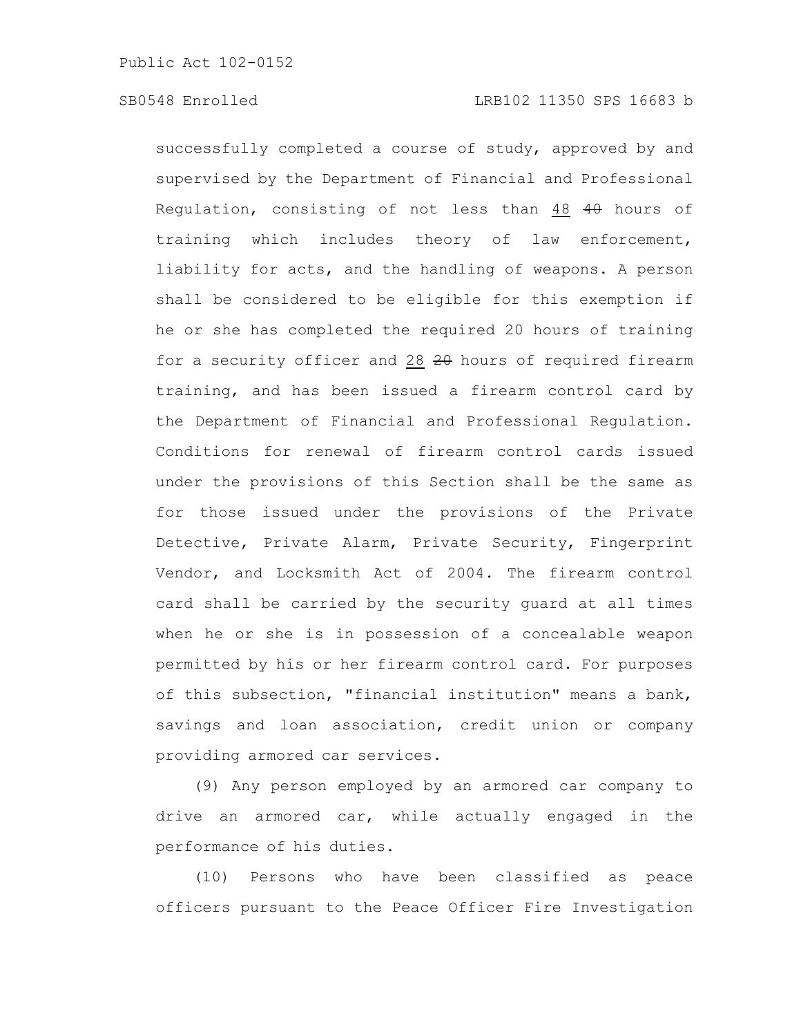successfully completed a course of study, approved by and supervised by the Department of Financial and Professional Regulation, consisting of not less than 48 ~~40~~ hours of training which includes theory of law enforcement, liability for acts, and the handling of weapons. A person shall be considered to be eligible for this exemption if he or she has completed the required 20 hours of training for a security officer and 28 ~~20~~ hours of required firearm training, and has been issued a firearm control card by the Department of Financial and Professional Regulation. Conditions for renewal of firearm control cards issued under the provisions of this Section shall be the same as for those issued under the provisions of the Private Detective, Private Alarm, Private Security, Fingerprint Vendor, and Locksmith Act of 2004. The firearm control card shall be carried by the security guard at all times when he or she is in possession of a concealable weapon permitted by his or her firearm control card. For purposes of this subsection, "financial institution" means a bank, savings and loan association, credit union or company providing armored car services.

(9) Any person employed by an armored car company to drive an armored car, while actually engaged in the performance of his duties.

(10) Persons who have been classified as peace officers pursuant to the Peace Officer Fire Investigation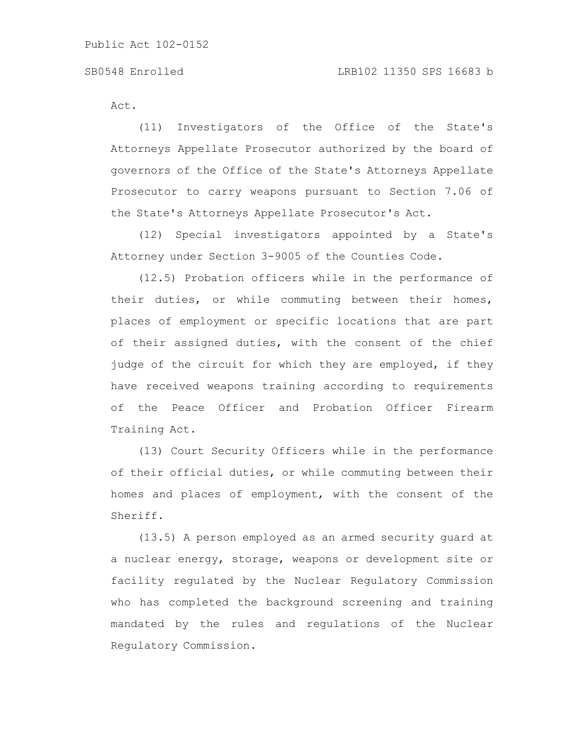Act.

(11) Investigators of the Office of the State's Attorneys Appellate Prosecutor authorized by the board of governors of the Office of the State's Attorneys Appellate Prosecutor to carry weapons pursuant to Section 7.06 of the State's Attorneys Appellate Prosecutor's Act.

(12) Special investigators appointed by a State's Attorney under Section 3-9005 of the Counties Code.

(12.5) Probation officers while in the performance of their duties, or while commuting between their homes, places of employment or specific locations that are part of their assigned duties, with the consent of the chief judge of the circuit for which they are employed, if they have received weapons training according to requirements of the Peace Officer and Probation Officer Firearm Training Act.

(13) Court Security Officers while in the performance of their official duties, or while commuting between their homes and places of employment, with the consent of the Sheriff.

(13.5) A person employed as an armed security guard at a nuclear energy, storage, weapons or development site or facility regulated by the Nuclear Regulatory Commission who has completed the background screening and training mandated by the rules and regulations of the Nuclear Regulatory Commission.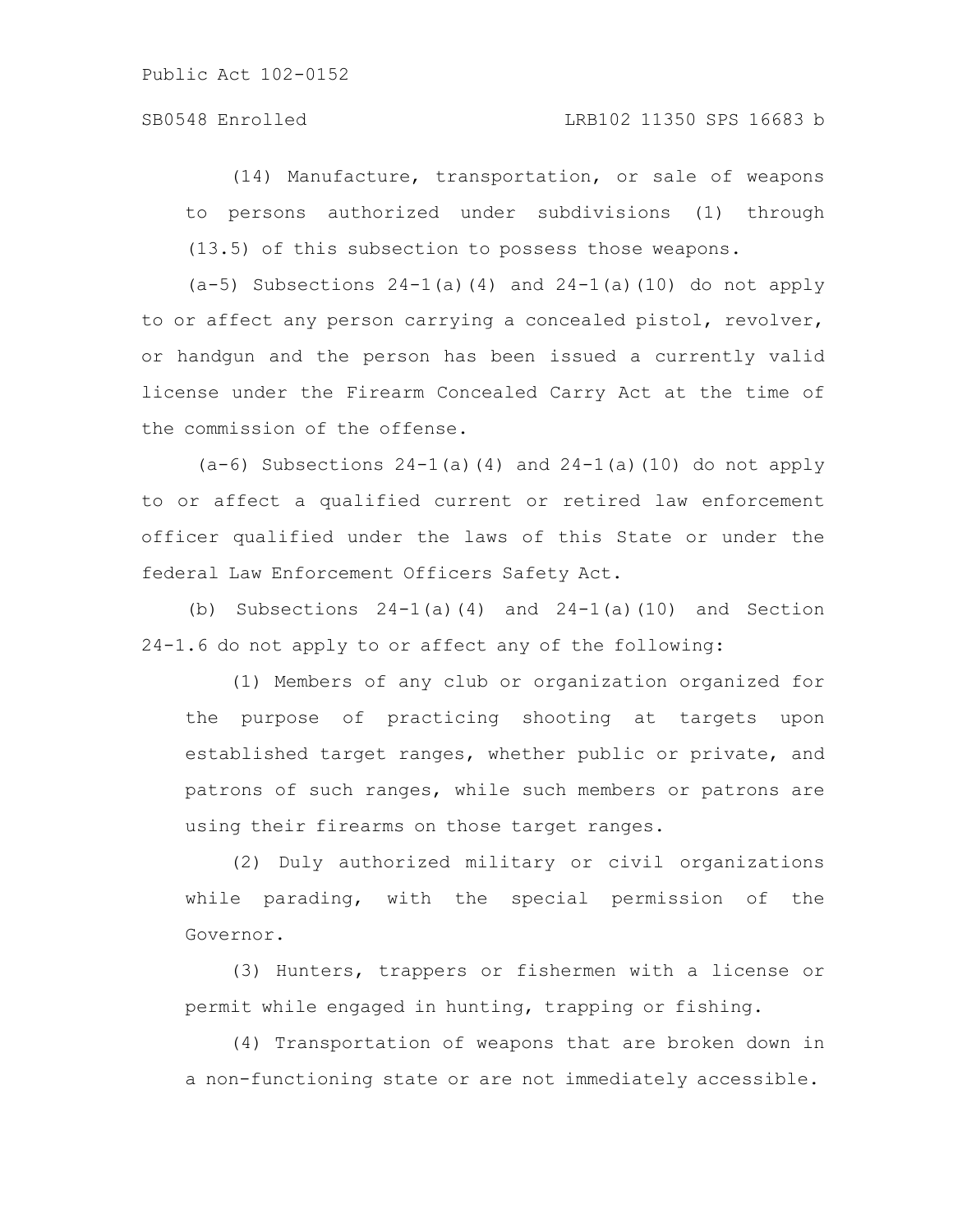(14) Manufacture, transportation, or sale of weapons to persons authorized under subdivisions (1) through (13.5) of this subsection to possess those weapons.

(a-5) Subsections 24-1(a)(4) and 24-1(a)(10) do not apply to or affect any person carrying a concealed pistol, revolver, or handgun and the person has been issued a currently valid license under the Firearm Concealed Carry Act at the time of the commission of the offense.

(a-6) Subsections 24-1(a)(4) and 24-1(a)(10) do not apply to or affect a qualified current or retired law enforcement officer qualified under the laws of this State or under the federal Law Enforcement Officers Safety Act.

(b) Subsections 24-1(a)(4) and 24-1(a)(10) and Section 24-1.6 do not apply to or affect any of the following:

(1) Members of any club or organization organized for the purpose of practicing shooting at targets upon established target ranges, whether public or private, and patrons of such ranges, while such members or patrons are using their firearms on those target ranges.

(2) Duly authorized military or civil organizations while parading, with the special permission of the Governor.

(3) Hunters, trappers or fishermen with a license or permit while engaged in hunting, trapping or fishing.

(4) Transportation of weapons that are broken down in a non-functioning state or are not immediately accessible.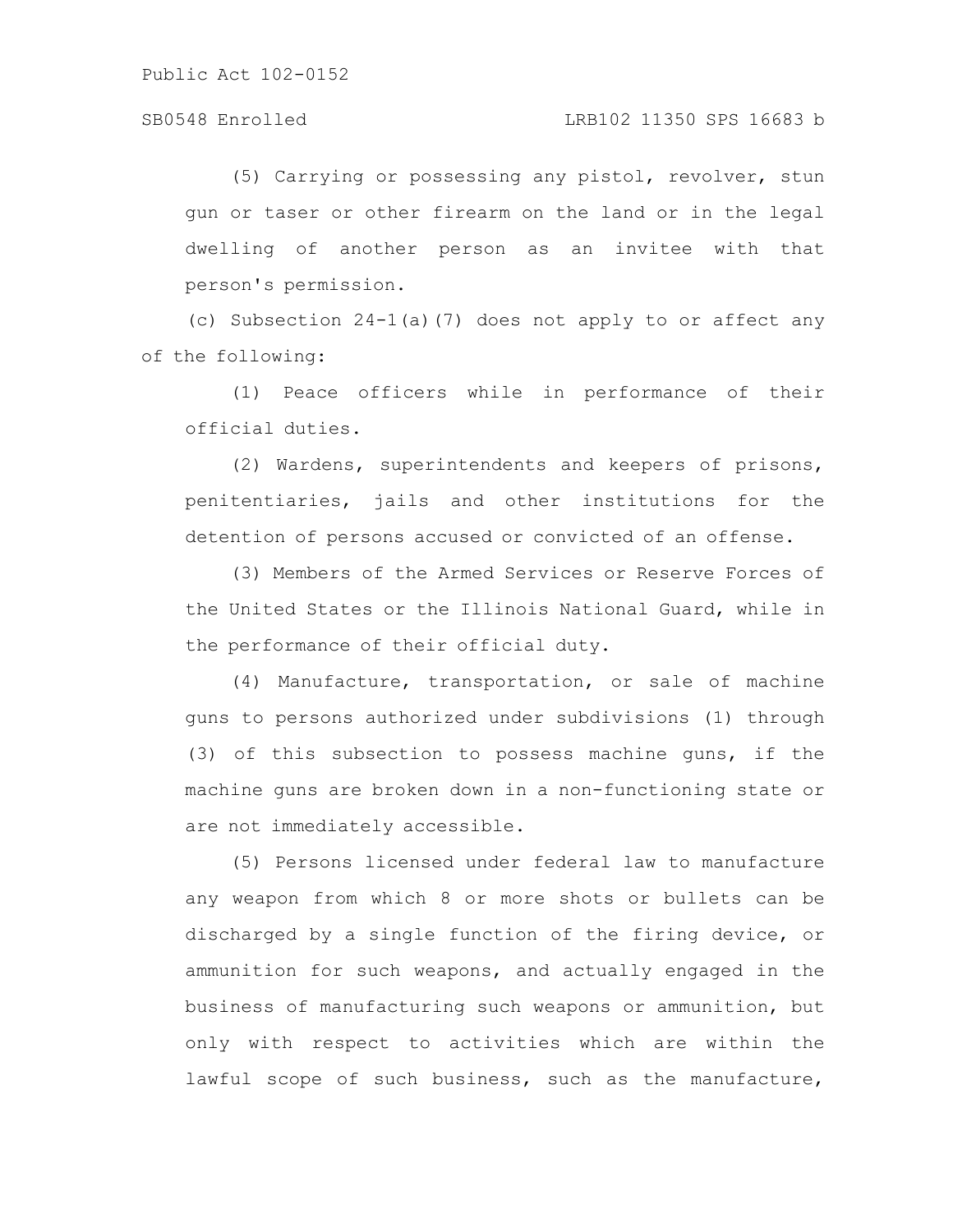(5) Carrying or possessing any pistol, revolver, stun gun or taser or other firearm on the land or in the legal dwelling of another person as an invitee with that person's permission.

(c) Subsection 24-1(a)(7) does not apply to or affect any of the following:

(1) Peace officers while in performance of their official duties.

(2) Wardens, superintendents and keepers of prisons, penitentiaries, jails and other institutions for the detention of persons accused or convicted of an offense.

(3) Members of the Armed Services or Reserve Forces of the United States or the Illinois National Guard, while in the performance of their official duty.

(4) Manufacture, transportation, or sale of machine guns to persons authorized under subdivisions (1) through (3) of this subsection to possess machine guns, if the machine guns are broken down in a non-functioning state or are not immediately accessible.

(5) Persons licensed under federal law to manufacture any weapon from which 8 or more shots or bullets can be discharged by a single function of the firing device, or ammunition for such weapons, and actually engaged in the business of manufacturing such weapons or ammunition, but only with respect to activities which are within the lawful scope of such business, such as the manufacture,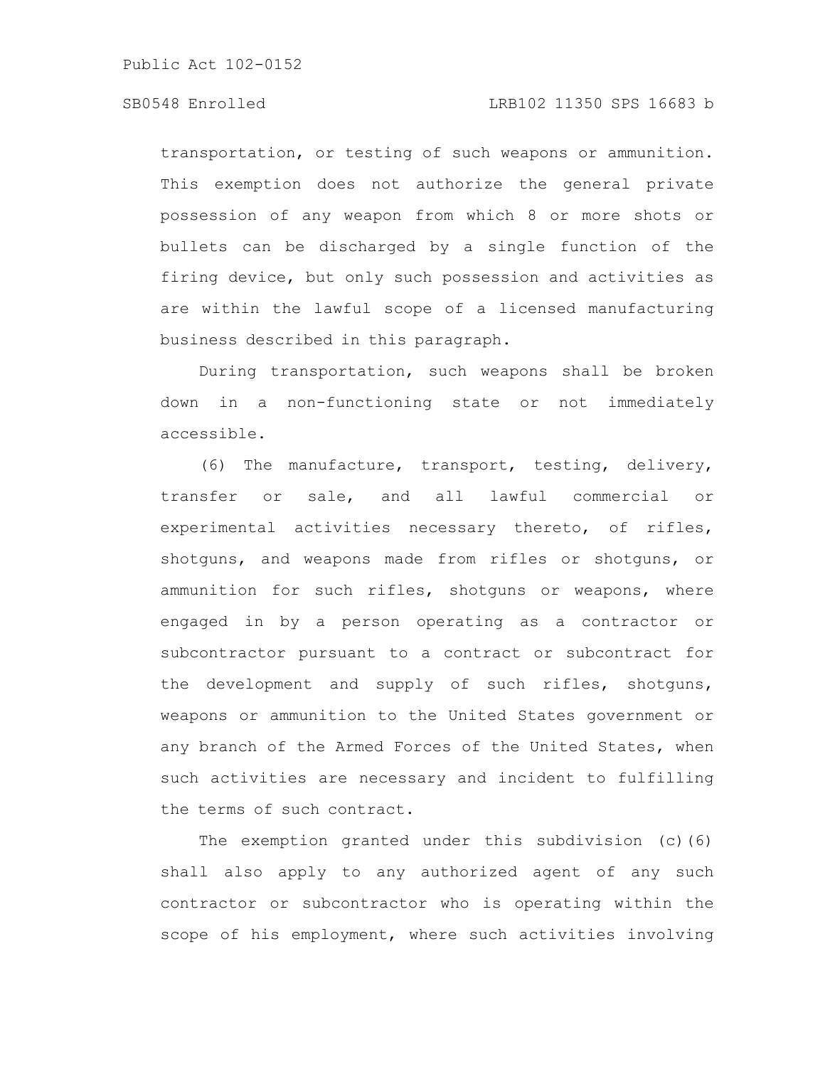transportation, or testing of such weapons or ammunition. This exemption does not authorize the general private possession of any weapon from which 8 or more shots or bullets can be discharged by a single function of the firing device, but only such possession and activities as are within the lawful scope of a licensed manufacturing business described in this paragraph.

During transportation, such weapons shall be broken down in a non-functioning state or not immediately accessible.

(6) The manufacture, transport, testing, delivery, transfer or sale, and all lawful commercial or experimental activities necessary thereto, of rifles, shotguns, and weapons made from rifles or shotguns, or ammunition for such rifles, shotguns or weapons, where engaged in by a person operating as a contractor or subcontractor pursuant to a contract or subcontract for the development and supply of such rifles, shotguns, weapons or ammunition to the United States government or any branch of the Armed Forces of the United States, when such activities are necessary and incident to fulfilling the terms of such contract.

The exemption granted under this subdivision (c)(6) shall also apply to any authorized agent of any such contractor or subcontractor who is operating within the scope of his employment, where such activities involving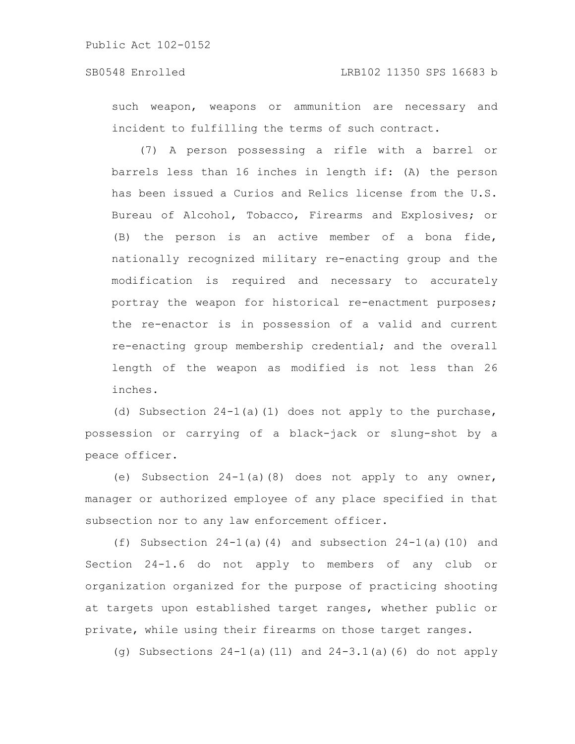such weapon, weapons or ammunition are necessary and incident to fulfilling the terms of such contract.

(7) A person possessing a rifle with a barrel or barrels less than 16 inches in length if: (A) the person has been issued a Curios and Relics license from the U.S. Bureau of Alcohol, Tobacco, Firearms and Explosives; or (B) the person is an active member of a bona fide, nationally recognized military re-enacting group and the modification is required and necessary to accurately portray the weapon for historical re-enactment purposes; the re-enactor is in possession of a valid and current re-enacting group membership credential; and the overall length of the weapon as modified is not less than 26 inches.

(d) Subsection 24-1(a)(1) does not apply to the purchase, possession or carrying of a black-jack or slung-shot by a peace officer.

(e) Subsection 24-1(a)(8) does not apply to any owner, manager or authorized employee of any place specified in that subsection nor to any law enforcement officer.

(f) Subsection 24-1(a)(4) and subsection 24-1(a)(10) and Section 24-1.6 do not apply to members of any club or organization organized for the purpose of practicing shooting at targets upon established target ranges, whether public or private, while using their firearms on those target ranges.

(g) Subsections 24-1(a)(11) and 24-3.1(a)(6) do not apply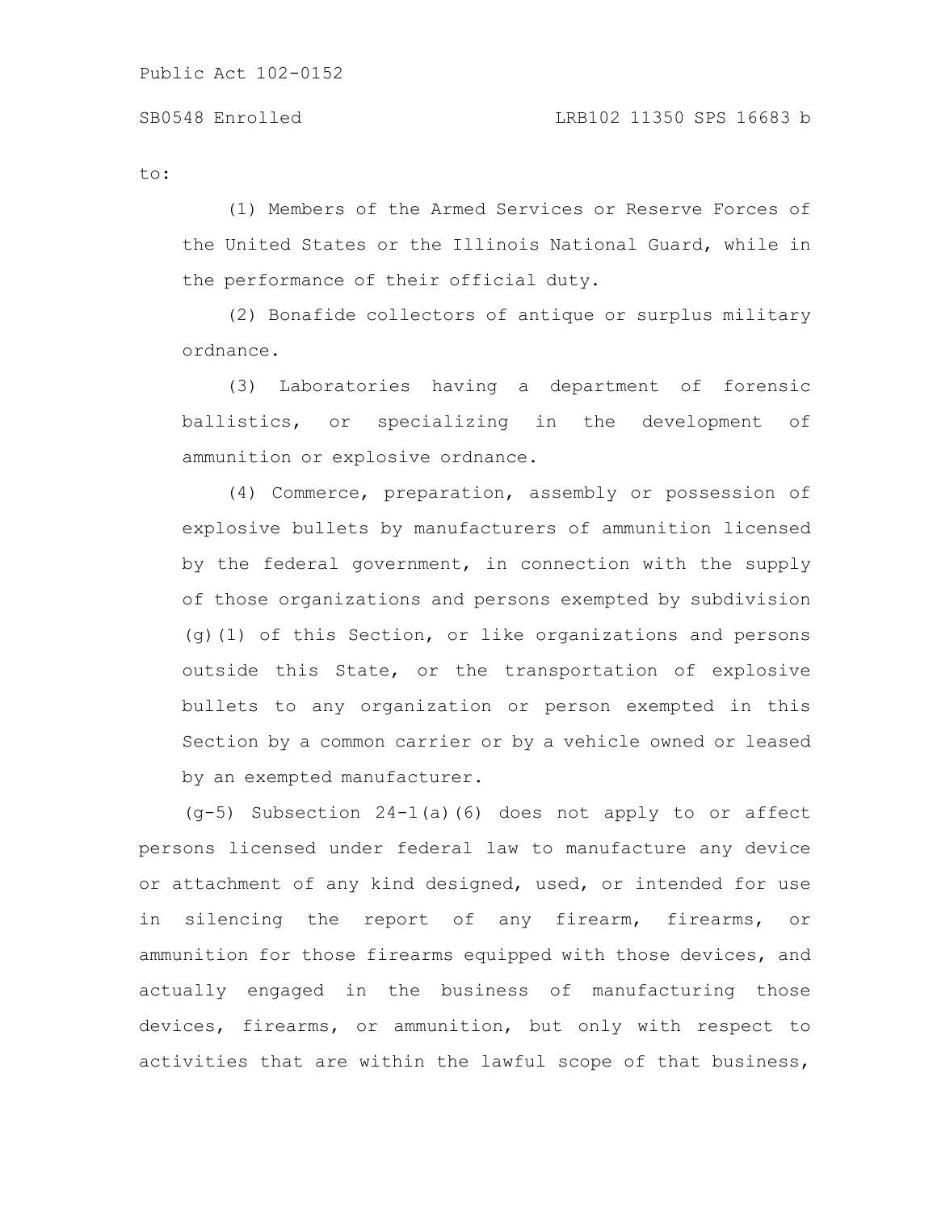to:

(1) Members of the Armed Services or Reserve Forces of the United States or the Illinois National Guard, while in the performance of their official duty.

(2) Bonafide collectors of antique or surplus military ordnance.

(3) Laboratories having a department of forensic ballistics, or specializing in the development of ammunition or explosive ordnance.

(4) Commerce, preparation, assembly or possession of explosive bullets by manufacturers of ammunition licensed by the federal government, in connection with the supply of those organizations and persons exempted by subdivision (g)(1) of this Section, or like organizations and persons outside this State, or the transportation of explosive bullets to any organization or person exempted in this Section by a common carrier or by a vehicle owned or leased by an exempted manufacturer.

(g-5) Subsection 24-1(a)(6) does not apply to or affect persons licensed under federal law to manufacture any device or attachment of any kind designed, used, or intended for use in silencing the report of any firearm, firearms, or ammunition for those firearms equipped with those devices, and actually engaged in the business of manufacturing those devices, firearms, or ammunition, but only with respect to activities that are within the lawful scope of that business,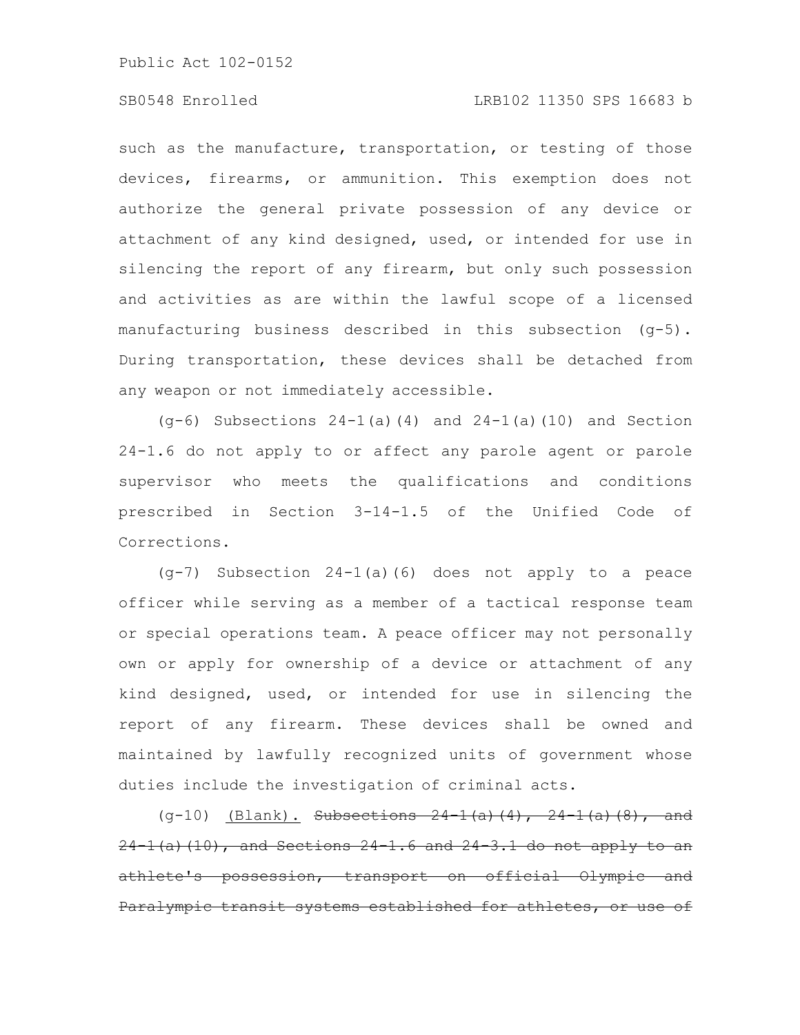such as the manufacture, transportation, or testing of those devices, firearms, or ammunition. This exemption does not authorize the general private possession of any device or attachment of any kind designed, used, or intended for use in silencing the report of any firearm, but only such possession and activities as are within the lawful scope of a licensed manufacturing business described in this subsection (g-5). During transportation, these devices shall be detached from any weapon or not immediately accessible.

(g-6) Subsections 24-1(a)(4) and 24-1(a)(10) and Section 24-1.6 do not apply to or affect any parole agent or parole supervisor who meets the qualifications and conditions prescribed in Section 3-14-1.5 of the Unified Code of Corrections.

(g-7) Subsection 24-1(a)(6) does not apply to a peace officer while serving as a member of a tactical response team or special operations team. A peace officer may not personally own or apply for ownership of a device or attachment of any kind designed, used, or intended for use in silencing the report of any firearm. These devices shall be owned and maintained by lawfully recognized units of government whose duties include the investigation of criminal acts.

(g-10) <u>(Blank).</u> ~~Subsections 24-1(a)(4), 24-1(a)(8), and 24-1(a)(10), and Sections 24-1.6 and 24-3.1 do not apply to an athlete's possession, transport on official Olympic and Paralympic transit systems established for athletes, or use of~~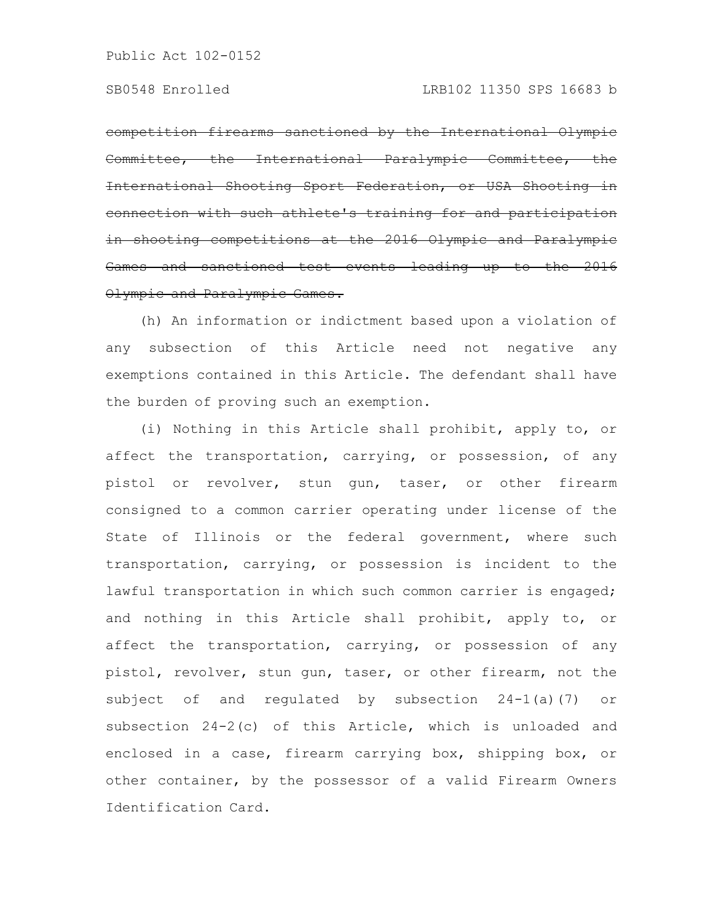~~competition firearms sanctioned by the International Olympic Committee, the International Paralympic Committee, the International Shooting Sport Federation, or USA Shooting in connection with such athlete's training for and participation in shooting competitions at the 2016 Olympic and Paralympic Games and sanctioned test events leading up to the 2016 Olympic and Paralympic Games.~~

(h) An information or indictment based upon a violation of any subsection of this Article need not negative any exemptions contained in this Article. The defendant shall have the burden of proving such an exemption.

(i) Nothing in this Article shall prohibit, apply to, or affect the transportation, carrying, or possession, of any pistol or revolver, stun gun, taser, or other firearm consigned to a common carrier operating under license of the State of Illinois or the federal government, where such transportation, carrying, or possession is incident to the lawful transportation in which such common carrier is engaged; and nothing in this Article shall prohibit, apply to, or affect the transportation, carrying, or possession of any pistol, revolver, stun gun, taser, or other firearm, not the subject of and regulated by subsection 24-1(a)(7) or subsection 24-2(c) of this Article, which is unloaded and enclosed in a case, firearm carrying box, shipping box, or other container, by the possessor of a valid Firearm Owners Identification Card.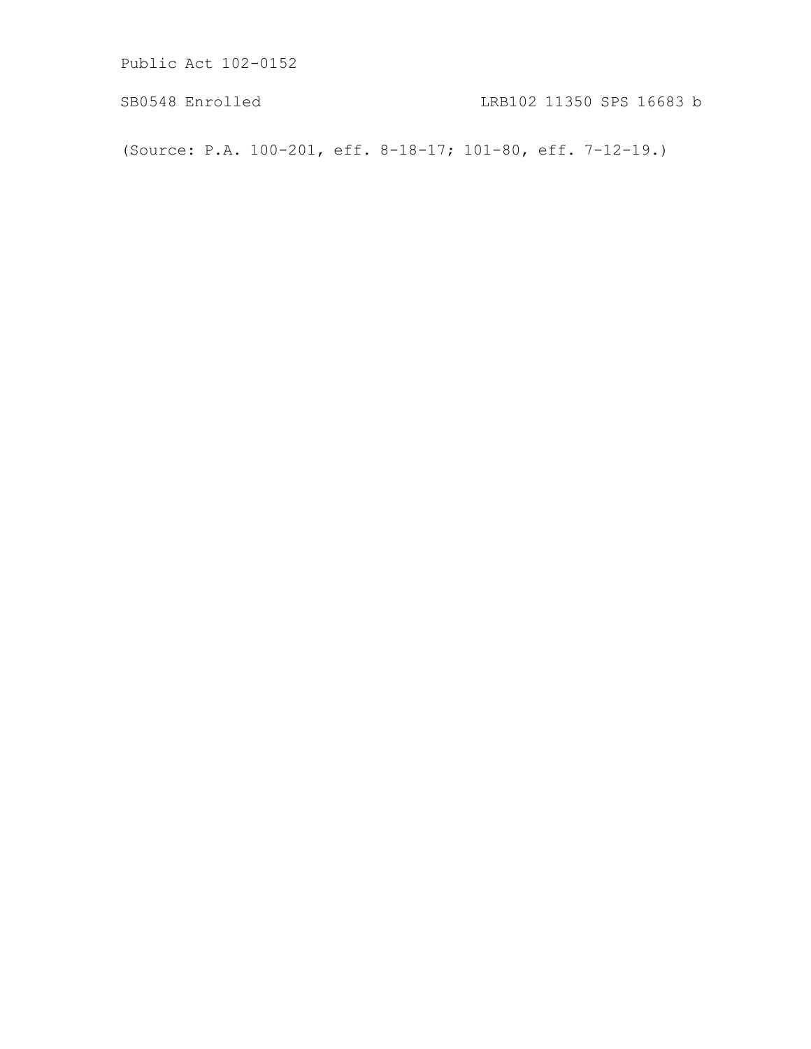(Source: P.A. 100-201, eff. 8-18-17; 101-80, eff. 7-12-19.)